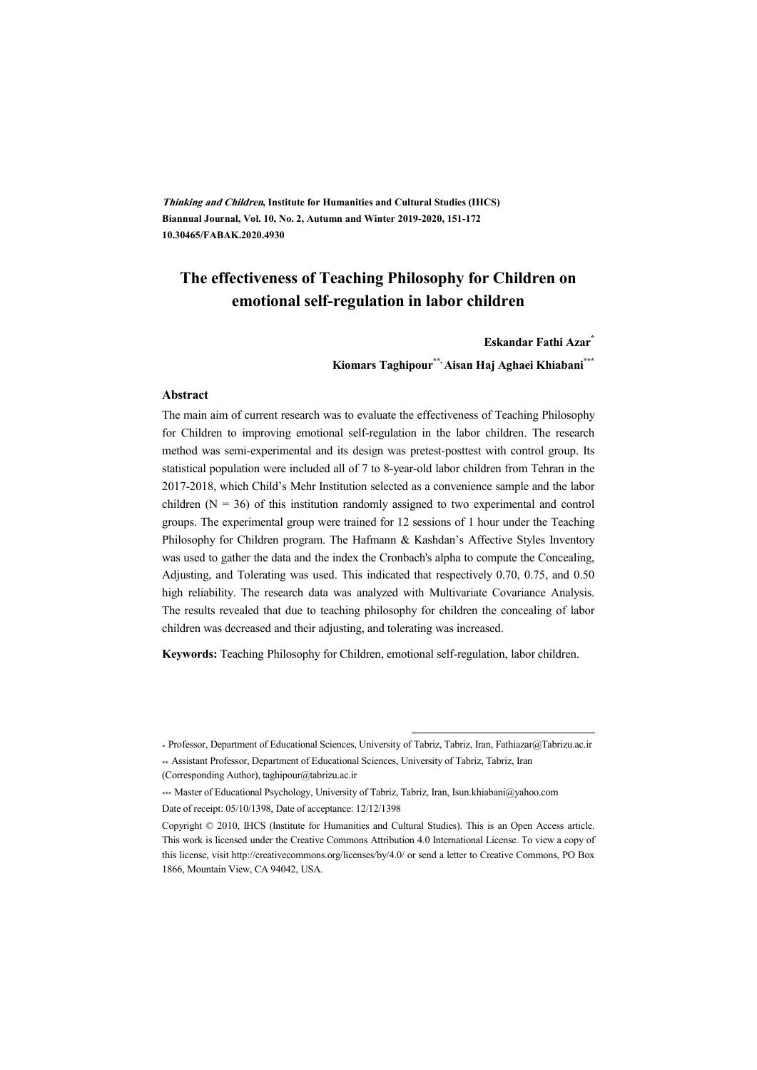*Thinking and Children*, **Institute for Humanities and Cultural Studies (IHCS)**
**Biannual Journal, Vol. 10, No. 2, Autumn and Winter 2019-2020, 151-172**
**10.30465/FABAK.2020.4930**

# The effectiveness of Teaching Philosophy for Children on emotional self-regulation in labor children

**Eskandar Fathi Azar***

**Kiomars Taghipour**, Aisan Haj Aghaei Khiabani*****

### Abstract

The main aim of current research was to evaluate the effectiveness of Teaching Philosophy for Children to improving emotional self-regulation in the labor children. The research method was semi-experimental and its design was pretest-posttest with control group. Its statistical population were included all of 7 to 8-year-old labor children from Tehran in the 2017-2018, which Child's Mehr Institution selected as a convenience sample and the labor children ($N = 36$) of this institution randomly assigned to two experimental and control groups. The experimental group were trained for 12 sessions of 1 hour under the Teaching Philosophy for Children program. The Hafmann & Kashdan's Affective Styles Inventory was used to gather the data and the index the Cronbach's alpha to compute the Concealing, Adjusting, and Tolerating was used. This indicated that respectively 0.70, 0.75, and 0.50 high reliability. The research data was analyzed with Multivariate Covariance Analysis. The results revealed that due to teaching philosophy for children the concealing of labor children was decreased and their adjusting, and tolerating was increased.

**Keywords:** Teaching Philosophy for Children, emotional self-regulation, labor children.

---

\* Professor, Department of Educational Sciences, University of Tabriz, Tabriz, Iran, Fathiazar@Tabrizu.ac.ir

\*\* Assistant Professor, Department of Educational Sciences, University of Tabriz, Tabriz, Iran (Corresponding Author), taghipour@tabrizu.ac.ir

\*\*\* Master of Educational Psychology, University of Tabriz, Tabriz, Iran, Isun.khiabani@yahoo.com

Date of receipt: 05/10/1398, Date of acceptance: 12/12/1398

Copyright © 2010, IHCS (Institute for Humanities and Cultural Studies). This is an Open Access article. This work is licensed under the Creative Commons Attribution 4.0 International License. To view a copy of this license, visit http://creativecommons.org/licenses/by/4.0/ or send a letter to Creative Commons, PO Box 1866, Mountain View, CA 94042, USA.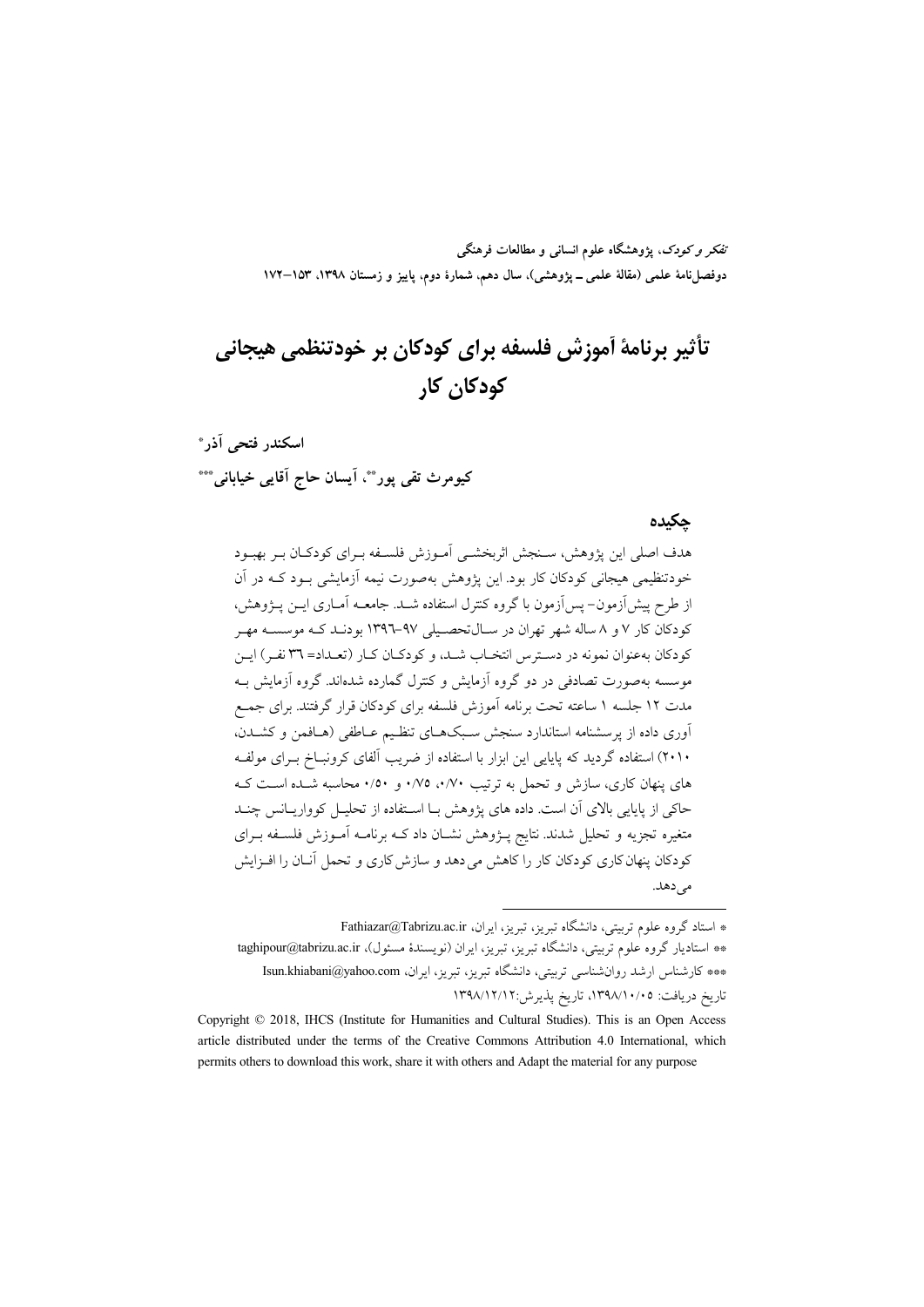# تأثیر برنامهٔ آموزش فلسفه برای کودکان بر خودتنظمی هیجانی کودکان کار

**اسکندر فتحی آذر***

**کیومرث تقی پور**، آیسان حاج آقایی خیابانی*****

## چکیده

هدف اصلی این پژوهش، سنجش اثربخشی آموزش فلسفه برای کودکان بر بهبود خودتنظیمی هیجانی کودکان کار بود. این پژوهش به‌صورت نیمه آزمایشی بود که در آن از طرح پیش‌آزمون- پس‌آزمون با گروه کنترل استفاده شد. جامعه آماری این پژوهش، کودکان کار ۷ و ۸ ساله شهر تهران در سال‌تحصیلی ۹۷-۱۳۹۶ بودند که موسسه مهر کودکان به‌عنوان نمونه در دسترس انتخاب شد، و کودکان کار (تعداد= ۳۶ نفر) این موسسه به‌صورت تصادفی در دو گروه آزمایش و کنترل گمارده شده‌اند. گروه آزمایش به مدت ۱۲ جلسه ۱ ساعته تحت برنامه آموزش فلسفه برای کودکان قرار گرفتند. برای جمع آوری داده از پرسشنامه استاندارد سنجش سبک‌های تنظیم عاطفی (هافمن و کشدن، ۲۰۱۰) استفاده گردید که پایایی این ابزار با استفاده از ضریب آلفای کرونباخ برای مولفه های پنهان کاری، سازش و تحمل به ترتیب ۰/۷۰، ۰/۷۵ و ۰/۵۰ محاسبه شده است که حاکی از پایایی بالای آن است. داده های پژوهش با استفاده از تحلیل کوواریانس چند متغیره تجزیه و تحلیل شدند. نتایج پژوهش نشان داد که برنامه آموزش فلسفه برای کودکان پنهان‌کاری کودکان کار را کاهش می‌دهد و سازش‌کاری و تحمل آنان را افزایش می‌دهد.

---

* استاد گروه علوم تربیتی، دانشگاه تبریز، تبریز، ایران، Fathiazar@Tabrizu.ac.ir

** استادیار گروه علوم تربیتی، دانشگاه تبریز، تبریز، ایران (نویسندهٔ مسئول)، taghipour@tabrizu.ac.ir

*** کارشناس ارشد روان‌شناسی تربیتی، دانشگاه تبریز، تبریز، ایران، Isun.khiabani@yahoo.com

تاریخ دریافت: ۱۳۹۸/۱۰/۰۵، تاریخ پذیرش: ۱۳۹۸/۱۲/۱۲

Copyright © 2018, IHCS (Institute for Humanities and Cultural Studies). This is an Open Access article distributed under the terms of the Creative Commons Attribution 4.0 International, which permits others to download this work, share it with others and Adapt the material for any purpose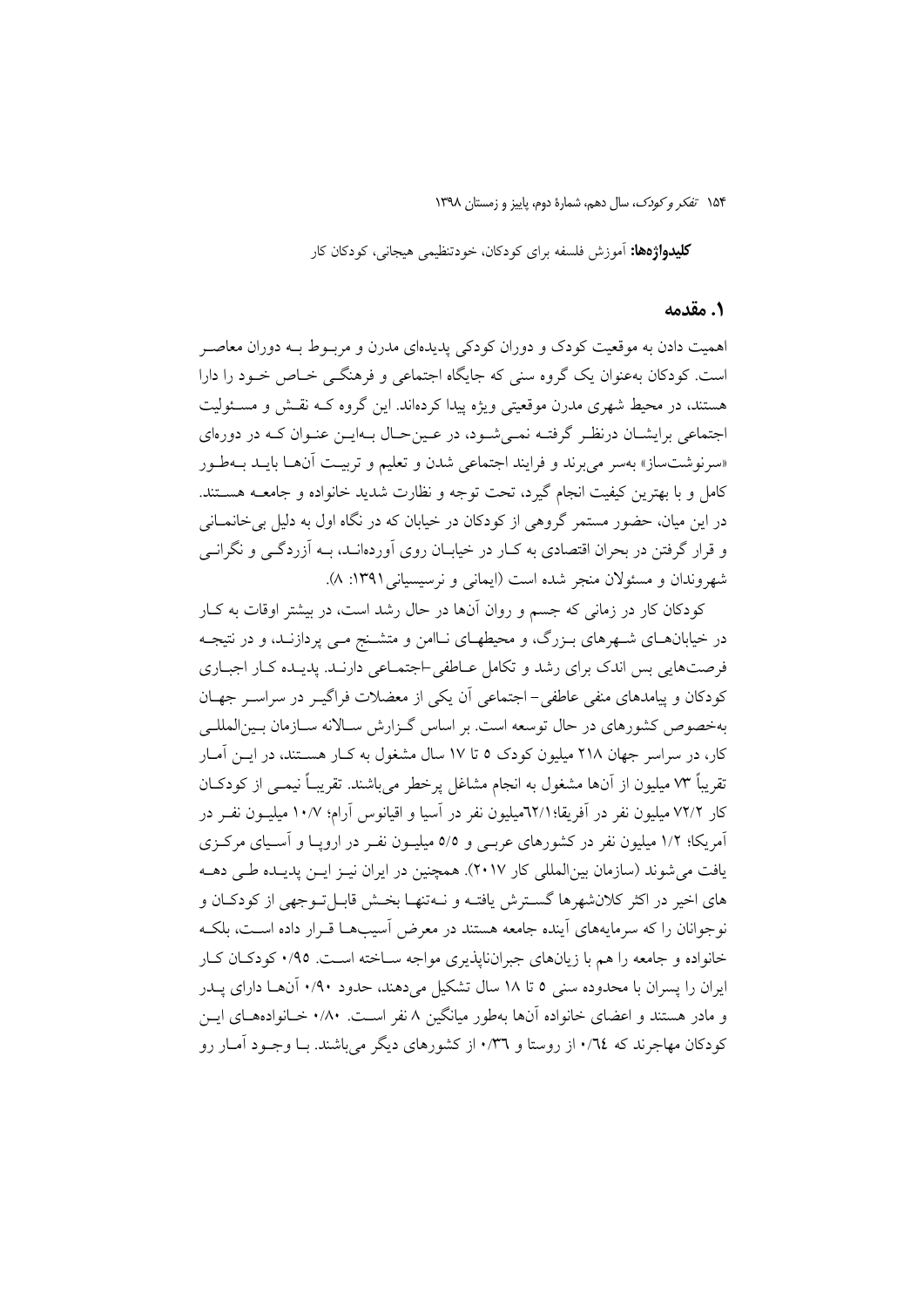**کلیدواژه‌ها:** آموزش فلسفه برای کودکان، خودتنظیمی هیجانی، کودکان کار

## ۱. مقدمه

اهمیت دادن به موقعیت کودک و دوران کودکی پدیده‌ای مدرن و مربوط بـه دوران معاصـر است. کودکان به‌عنوان یک گروه سنی که جایگاه اجتماعی و فرهنگـی خـاص خـود را دارا هستند، در محیط شهری مدرن موقعیتی ویژه پیدا کرده‌اند. این گروه کـه نقـش و مسـئولیت اجتماعی برایشـان درنظـر گرفتـه نمـی‌شـود، در عـین‌حـال بـه‌ایـن عنـوان کـه در دوره‌ای «سرنوشت‌ساز» به‌سر می‌برند و فرایند اجتماعی شدن و تعلیم و تربیـت آن‌هـا بایـد بـه‌طـور کامل و با بهترین کیفیت انجام گیرد، تحت توجه و نظارت شدید خانواده و جامعـه هسـتند. در این میان، حضور مستمر گروهی از کودکان در خیابان که در نگاه اول به دلیل بی‌خانمـانی و قرار گرفتن در بحران اقتصادی به کـار در خیابـان روی آورده‌انـد، بـه آزردگـی و نگرانـی شهروندان و مسئولان منجر شده است (ایمانی و نرسیسیانی۱۳۹۱: ۸).

کودکان کار در زمانی که جسم و روان آن‌ها در حال رشد است، در بیشتر اوقات به کـار در خیابان‌هـای شـهرهای بـزرگ، و محیطهـای نـاامن و متشـنج مـی پردازنـد، و در نتیجـه فرصت‌هایی بس اندک برای رشد و تکامل عـاطفی-اجتمـاعی دارنـد. پدیـده کـار اجبـاری کودکان و پیامدهای منفی عاطفی- اجتماعی آن یکی از معضلات فراگیـر در سراسـر جهـان به‌خصوص کشورهای در حال توسعه است. بر اساس گـزارش سـالانه سـازمان بـین‌المللـی کار، در سراسر جهان ۲۱۸ میلیون کودک ۵ تا ۱۷ سال مشغول به کـار هسـتند، در ایـن آمـار تقریباً ۷۳ میلیون از آن‌ها مشغول به انجام مشاغل پرخطر می‌باشند. تقریبـاً نیمـی از کودکـان کار ۷۲/۲ میلیون نفر در آفریقا؛ ٦٢/١میلیون نفر در آسیا و اقیانوس آرام؛ ۱۰/۷ میلیـون نفـر در آمریکا؛ ۱/۲ میلیون نفر در کشورهای عربـی و ۵/۵ میلیـون نفـر در اروپـا و آسـیای مرکـزی یافت می‌شوند (سازمان بین‌المللی کار ۲۰۱۷). همچنین در ایران نیـز ایـن پدیـده طـی دهـه های اخیر در اکثر کلان‌شهرها گسـترش یافتـه و نـه‌تنهـا بخـش قابـل‌تـوجهی از کودکـان و نوجوانان را که سرمایه‌های آینده جامعه هستند در معرض آسیب‌هـا قـرار داده اسـت، بلکـه خانواده و جامعه را هم با زیان‌های جبران‌ناپذیری مواجه سـاخته اسـت. ۰/۹۵ کودکـان کـار ایران را پسران با محدوده سنی ۵ تا ۱۸ سال تشکیل می‌دهند، حدود ۰/۹۰ آن‌هـا دارای پـدر و مادر هستند و اعضای خانواده آن‌ها به‌طور میانگین ۸ نفر اسـت. ۰/۸۰ خـانواده‌هـای ایـن کودکان مهاجرند که ٠/٦٤ از روستا و ٠/٣٦ از کشورهای دیگر می‌باشند. بـا وجـود آمـار رو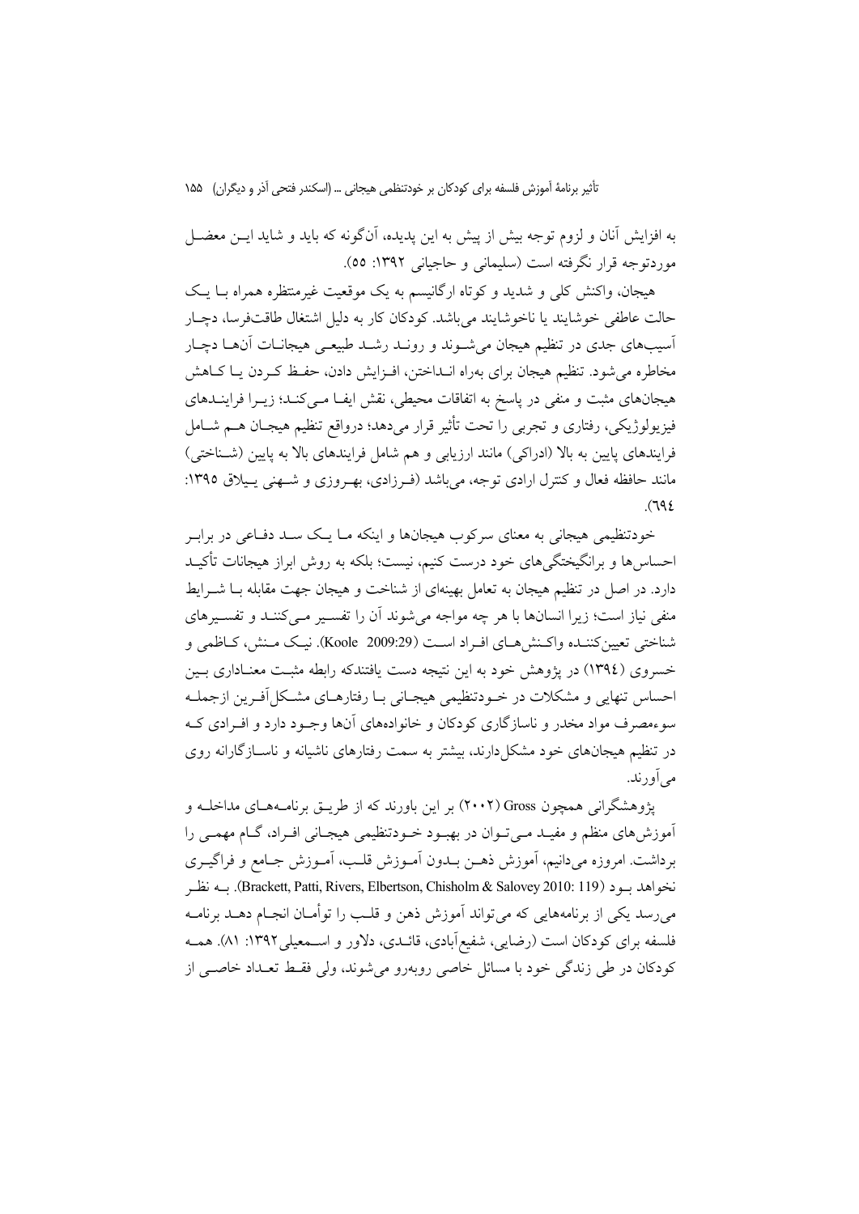به افزایش آنان و لزوم توجه بیش از پیش به این پدیده، آن‌گونه که باید و شاید ایــن معضــل موردتوجه قرار نگرفته است (سلیمانی و حاجیانی ۱۳۹۲: ۵۵).

هیجان، واکنش کلی و شدید و کوتاه ارگانیسم به یک موقعیت غیرمنتظره همراه بـا یـک حالت عاطفی خوشایند یا ناخوشایند می‌باشد. کودکان کار به دلیل اشتغال طاقت‌فرسا، دچـار آسیب‌های جدی در تنظیم هیجان می‌شـوند و رونـد رشـد طبیعـی هیجانـات آنهـا دچـار مخاطره می‌شود. تنظیم هیجان برای بهراه انـداختن، افـزایش دادن، حفـظ کـردن یـا کـاهش هیجان‌های مثبت و منفی در پاسخ به اتفاقات محیطی، نقش ایفـا مـی‌کنـد؛ زیـرا فراینـدهای فیزیولوژیکی، رفتاری و تجربی را تحت تأثیر قرار می‌دهد؛ درواقع تنظیم هیجـان هـم شـامل فرایندهای پایین به بالا (ادراکی) مانند ارزیابی و هم شامل فرایندهای بالا به پایین (شـناختی) مانند حافظه فعال و کنترل ارادی توجه، می‌باشد (فـرزادی، بهـروزی و شـهنی یـیلاق ۱۳۹۵: ۶۹۴).

خودتنظیمی هیجانی به معنای سرکوب هیجان‌ها و اینکه مـا یـک سـد دفـاعی در برابـر احساس‌ها و برانگیختگی‌های خود درست کنیم، نیست؛ بلکه به روش ابراز هیجانات تأکیـد دارد. در اصل در تنظیم هیجان به تعامل بهینه‌ای از شناخت و هیجان جهت مقابله بـا شـرایط منفی نیاز است؛ زیرا انسان‌ها با هر چه مواجه می‌شوند آن را تفسـیر مـی‌کننـد و تفسـیرهای شناختی تعیین‌کننـده واکـنش‌هـای افـراد اسـت (Koole 2009:29). نیـک مـنش، کـاظمی و خسروی (۱۳۹۴) در پژوهش خود به این نتیجه دست یافتندکه رابطه مثبـت معنـاداری بـین احساس تنهایی و مشکلات در خـودتنظیمی هیجـانی بـا رفتارهـای مشـکل‌آفـرین ازجملـه سوءمصرف مواد مخدر و ناسازگاری کودکان و خانواده‌های آنها وجـود دارد و افـرادی کـه در تنظیم هیجان‌های خود مشکل‌دارند، بیشتر به سمت رفتارهای ناشیانه و ناسـازگارانه روی می‌آورند.

پژوهشگرانی همچون Gross (۲۰۰۲) بر این باورند که از طریـق برنامـه‌هـای مداخلـه و آموزش‌های منظم و مفیـد مـی‌تـوان در بهبـود خـودتنظیمی هیجـانی افـراد، گـام مهمـی را برداشت. امروزه می‌دانیم، آموزش ذهـن بـدون آمـوزش قلـب، آمـوزش جـامع و فراگیـری نخواهد بـود (Brackett, Patti, Rivers, Elbertson, Chisholm & Salovey 2010: 119). بـه نظـر می‌رسد یکی از برنامه‌هایی که می‌تواند آموزش ذهن و قلـب را توأمـان انجـام دهـد برنامـه فلسفه برای کودکان است (رضایی، شفیع‌آبادی، قائـدی، دلاور و اسـمعیلی۱۳۹۲: ۸۱). همـه کودکان در طی زندگی خود با مسائل خاصی روبه‌رو می‌شوند، ولی فقـط تعـداد خاصـی از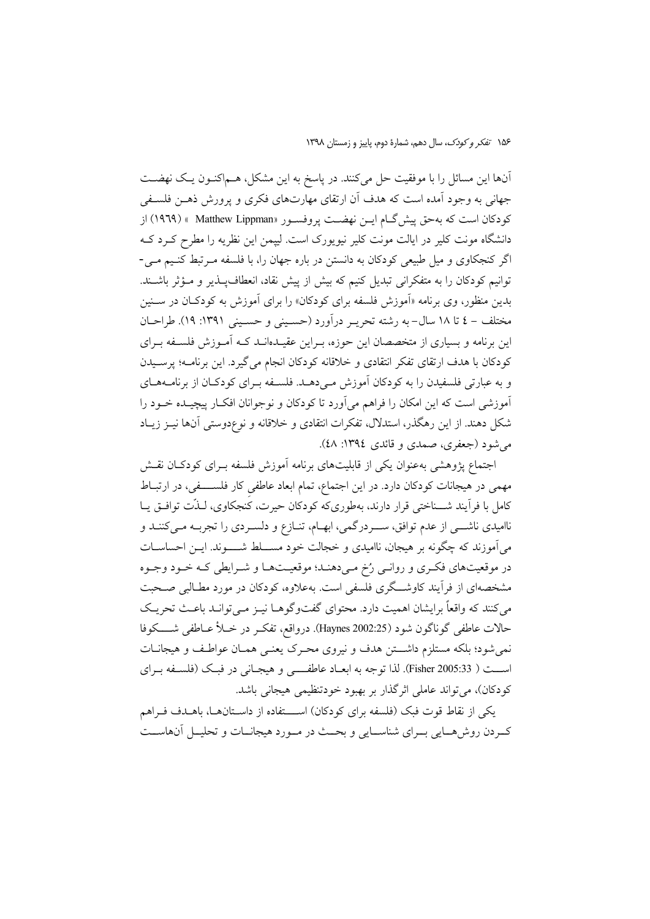آن‌ها این مسائل را با موفقیت حل می‌کنند. در پاسخ به این مشکل، هم‌اکنون یک نهضت جهانی به وجود آمده است که هدف آن ارتقای مهارت‌های فکری و پرورش ذهن فلسفی کودکان است که به‌حق پیش‌گام این نهضت پروفسور «Matthew Lippman » (۱۹٦۹) از دانشگاه مونت کلیر در ایالت مونت کلیر نیویورک است. لیپمن این نظریه را مطرح کرد که اگر کنجکاوی و میل طبیعی کودکان به دانستن در باره جهان را، با فلسفه مرتبط کنیم می‌توانیم کودکان را به متفکرانی تبدیل کنیم که بیش از پیش نقاد، انعطاف‌پذیر و مؤثر باشند. بدین منظور، وی برنامه «آموزش فلسفه برای کودکان» را برای آموزش به کودکان در سنین مختلف – ٤ تا ۱۸ سال– به رشته تحریر درآورد (حسینی و حسینی ۱۳۹۱: ۱۹). طراحان این برنامه و بسیاری از متخصصان این حوزه، براین عقیده‌اند که آموزش فلسفه برای کودکان با هدف ارتقای تفکر انتقادی و خلاقانه کودکان انجام می‌گیرد. این برنامه؛ پرسیدن و به عبارتی فلسفیدن را به کودکان آموزش می‌دهد. فلسفه برای کودکان از برنامه‌های آموزشی است که این امکان را فراهم می‌آورد تا کودکان و نوجوانان افکار پیچیده خود را شکل دهند. از این رهگذر، استدلال، تفکرات انتقادی و خلاقانه و نوع‌دوستی آن‌ها نیز زیاد می‌شود (جعفری، صمدی و قائدی ۱۳۹٤: ٤۸).

اجتماع پژوهشی به‌عنوان یکی از قابلیت‌های برنامه آموزش فلسفه برای کودکان نقش مهمی در هیجانات کودکان دارد. در این اجتماع، تمام ابعاد عاطفی کارِ فلسفی، در ارتباط کامل با فرآیند شناختی قرار دارند، به‌طوری‌که کودکان حیرت، کنجکاوی، لذّت توافق یا ناامیدی ناشی از عدم توافق، سردرگمی، ابهام، تنازع و دلسردی را تجربه می‌کنند و می‌آموزند که چگونه بر هیجان، ناامیدی و خجالت خود مسلط شوند. این احساسات در موقعیت‌های فکری و روانی رُخ می‌دهند؛ موقعیت‌ها و شرایطی که خود وجوه مشخصه‌ای از فرآیند کاوشگری فلسفی است. به‌علاوه، کودکان در مورد مطالبی صحبت می‌کنند که واقعاً برایشان اهمیت دارد. محتوای گفت‌وگوها نیز می‌تواند باعث تحریک حالات عاطفی گوناگون شود (Haynes 2002:25). درواقع، تفکر در خلأ عاطفی شکوفا نمی‌شود؛ بلکه مستلزم داشتن هدف و نیروی محرک یعنی همان عواطف و هیجانات است ( Fisher 2005:33). لذا توجه به ابعاد عاطفی و هیجانی در فبک (فلسفه برای کودکان)، می‌تواند عاملی اثرگذار بر بهبود خودتنظیمی هیجانی باشد.

یکی از نقاط قوت فبک (فلسفه برای کودکان) استفاده از داستان‌ها، باهدف فراهم کردن روش‌هایی برای شناسایی و بحث در مورد هیجانات و تحلیل آن‌هاست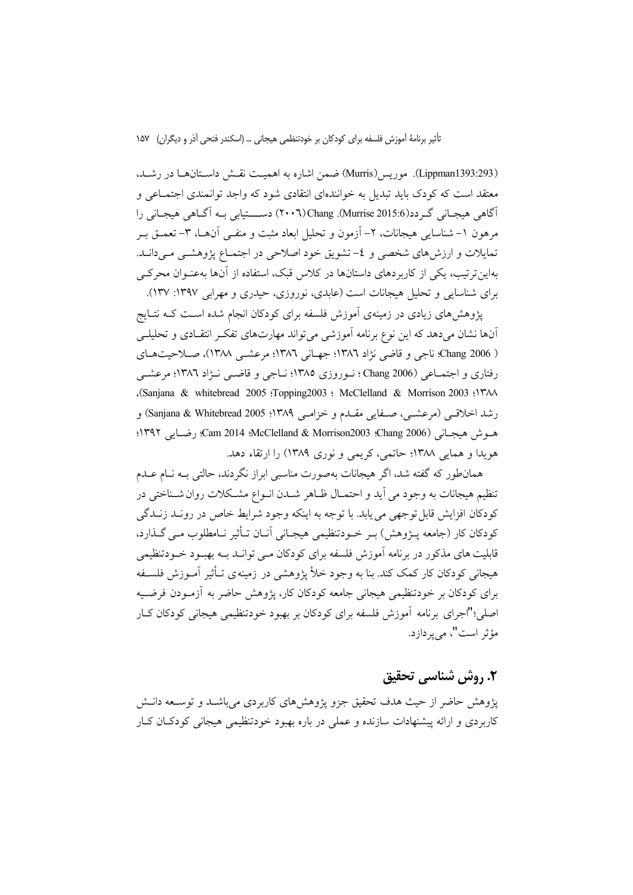(Lippman1393:293). موریس(Murris) ضمن اشاره به اهمیت نقش داستان‌ها در رشد، معتقد است که کودک باید تبدیل به خواننده‌ای انتقادی شود که واجد توانمندی اجتماعی و آگاهی هیجانی گردد(Murrise 2015:6). Chang (۲۰۰۶) دستیابی به آگاهی هیجانی را مرهون ۱- شناسایی هیجانات، ۲- آزمون و تحلیل ابعاد مثبت و منفی آن‌ها، ۳- تعمق بر تمایلات و ارزش‌های شخصی و ٤- تشویق خود اصلاحی در اجتماع پژوهشی می‌داند. به‌این‌ترتیب، یکی از کاربردهای داستان‌ها در کلاس فبک، استفاده از آن‌ها به‌عنوان محرکی برای شناسایی و تحلیل هیجانات است (عابدی، نوروزی، حیدری و مهرابی ۱۳۹۷: ۱۳۷).

پژوهش‌های زیادی در زمینه‌ی آموزش فلسفه برای کودکان انجام شده است که نتایج آن‌ها نشان می‌دهد که این نوع برنامه آموزشی می‌تواند مهارت‌های تفکر انتقادی و تحلیلی ( Chang 2006؛ ناجی و قاضی نژاد ۱۳۸٦؛ جهانی ۱۳۸٦؛ مرعشی ۱۳۸۸)، صلاحیت‌های رفتاری و اجتماعی (Chang 2006 ؛ نوروزی ۱۳۸۵؛ ناجی و قاضی نژاد ۱۳۸٦؛ مرعشی ۱۳۸۸؛ McClelland & Morrison 2003 ؛ Topping2003؛ Sanjana & whitebread 2005)، رشد اخلاقی (مرعشی، صفایی مقدم و خزامی ۱۳۸۹؛ Sanjana & Whitebread 2005) و هوش هیجانی (Chang 2006؛ McClelland & Morrison2003؛ Cam 2014؛ رضایی ۱۳۹۲؛ هویدا و همایی ۱۳۸۸؛ حاتمی، کریمی و نوری ۱۳۸۹) را ارتقاء دهد.

همان‌طور که گفته شد، اگر هیجانات به‌صورت مناسبی ابراز نگردند، حالتی به نام عدم تنظیم هیجانات به وجود می آید و احتمال ظاهر شدن انواع مشکلات روان شناختی در کودکان افزایش قابل توجهی می یابد. با توجه به اینکه وجود شرایط خاص در روند زندگی کودکان کار (جامعه پژوهش) بر خودتنظیمی هیجانی آنان تأثیر نامطلوب می گذارد، قابلیت های مذکور در برنامه آموزش فلسفه برای کودکان می تواند به بهبود خودتنظیمی هیجانی کودکان کار کمک کند. بنا به وجود خلأ پژوهشی در زمینه‌ی تأثیر آموزش فلسفه برای کودکان بر خودتنظیمی هیجانی جامعه کودکان کار، پژوهش حاضر به آزمودن فرضیه اصلی؛"اجرای برنامه آموزش فلسفه برای کودکان بر بهبود خودتنظیمی هیجانی کودکان کار مؤثر است"، می‌پردازد.

## ۲. روش شناسی تحقیق

پژوهش حاضر از حیث هدف تحقیق جزو پژوهش‌های کاربردی می‌باشد و توسعه دانش کاربردی و ارائه پیشنهادات سازنده و عملی در باره بهبود خودتنظیمی هیجانی کودکان کار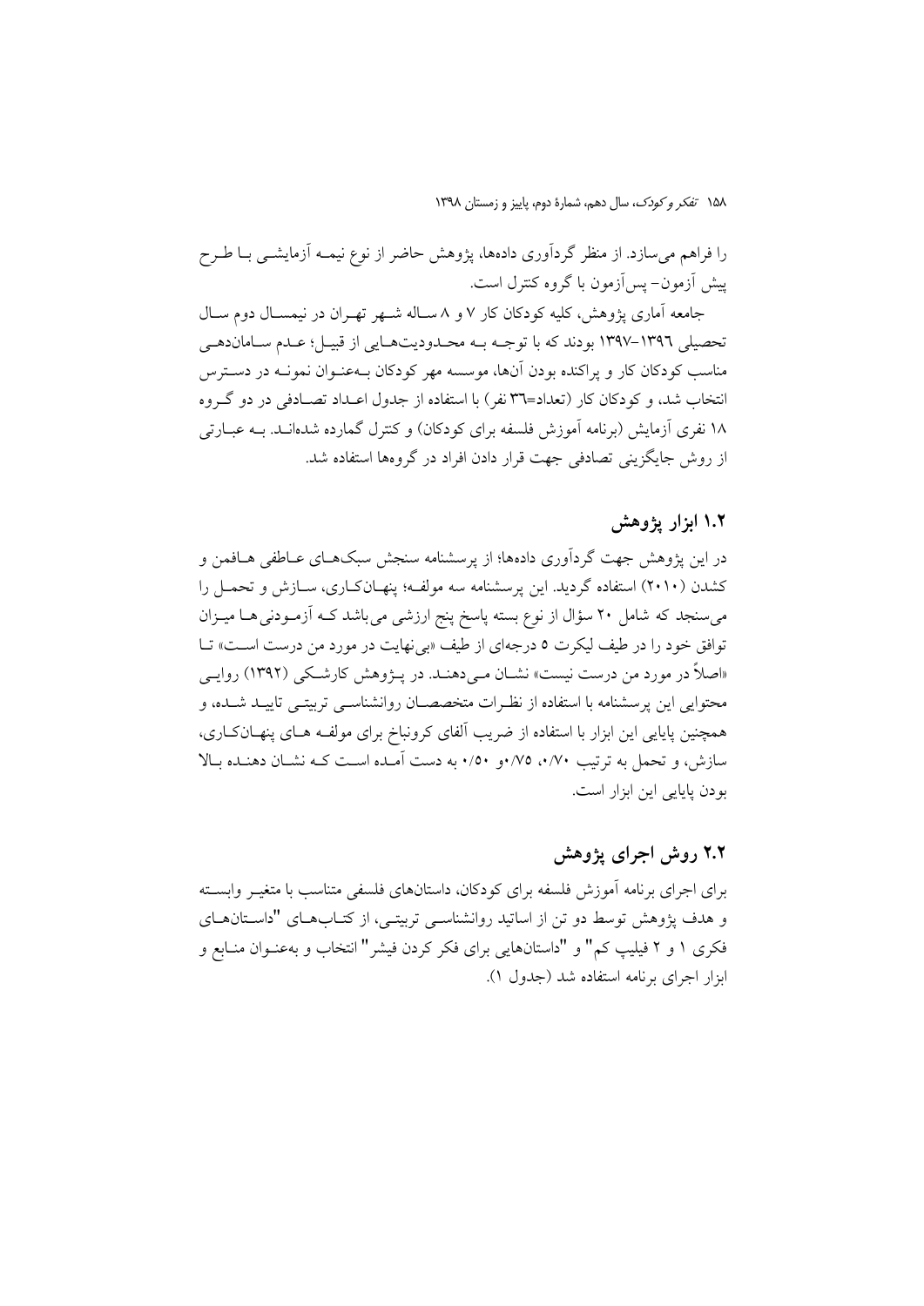را فراهم می‌سازد. از منظر گردآوری داده‌ها، پژوهش حاضر از نوع نیمه آزمایشی با طرح پیش آزمون- پس‌آزمون با گروه کنترل است.

جامعه آماری پژوهش، کلیه کودکان کار ۷ و ۸ ساله شهر تهران در نیمسال دوم سال تحصیلی ۱۳۹۶-۱۳۹۷ بودند که با توجه به محدودیت‌هایی از قبیل؛ عدم سازماندهی مناسب کودکان کار و پراکنده بودن آن‌ها، موسسه مهر کودکان به‌عنوان نمونه در دسترس انتخاب شد، و کودکان کار (تعداد=۳۶ نفر) با استفاده از جدول اعداد تصادفی در دو گروه ۱۸ نفری آزمایش (برنامه آموزش فلسفه برای کودکان) و کنترل گمارده شده‌اند. به عبارتی از روش جایگزینی تصادفی جهت قرار دادن افراد در گروه‌ها استفاده شد.

## ۱.۲ ابزار پژوهش

در این پژوهش جهت گردآوری داده‌ها؛ از پرسشنامه سنجش سبک‌های عاطفی هافمن و کشدن (۲۰۱۰) استفاده گردید. این پرسشنامه سه مولفه؛ پنهان‌کاری، سازش و تحمل را می‌سنجد که شامل ۲۰ سؤال از نوع بسته پاسخ پنج ارزشی می‌باشد که آزمودنی‌ها میزان توافق خود را در طیف لیکرت ۵ درجه‌ای از طیف «بی‌نهایت در مورد من درست است» تا «اصلاً در مورد من درست نیست» نشان می‌دهند. در پژوهش کارشکی (۱۳۹۲) روایی محتوایی این پرسشنامه با استفاده از نظرات متخصصان روانشناسی تربیتی تایید شده، و همچنین پایایی این ابزار با استفاده از ضریب آلفای کرونباخ برای مولفه های پنهان‌کاری، سازش، و تحمل به ترتیب ۰/۷۰، ۰/۷۵و ۰/۵۰ به دست آمده است که نشان دهنده بالا بودن پایایی این ابزار است.

## ۲.۲ روش اجرای پژوهش

برای اجرای برنامه آموزش فلسفه برای کودکان، داستان‌های فلسفی متناسب با متغیر وابسته و هدف پژوهش توسط دو تن از اساتید روانشناسی تربیتی، از کتاب‌های "داستان‌های فکری ۱ و ۲ فیلیپ کم" و "داستان‌هایی برای فکر کردن فیشر" انتخاب و به‌عنوان منابع و ابزار اجرای برنامه استفاده شد (جدول ۱).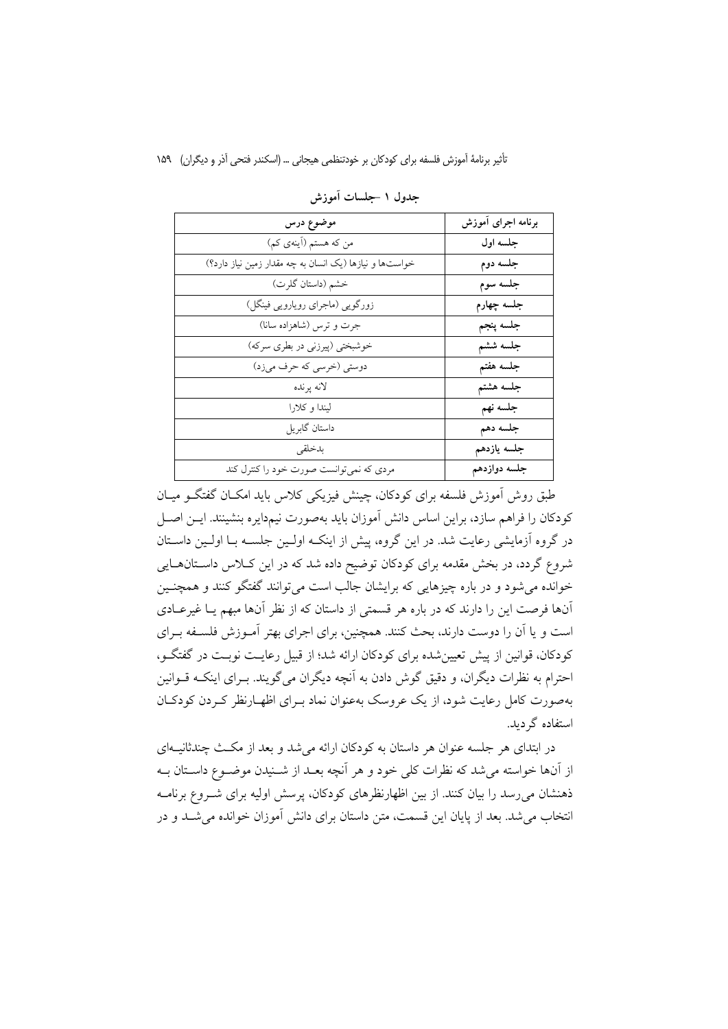**جدول ۱ –جلسات آموزش**

| برنامه اجرای آموزش | موضوع درس |
|---|---|
| **جلسه اول** | من که هستم (آینه‌ی کم) |
| **جلسه دوم** | خواست‌ها و نیازها (یک انسان به چه مقدار زمین نیاز دارد؟) |
| **جلسه سوم** | خشم (داستان گلرت) |
| **جلسه چهارم** | زورگویی (ماجرای رویارویی فینگل) |
| **جلسه پنجم** | جرت و ترس (شاهزاده سانا) |
| **جلسه ششم** | خوشبختی (پیرزنی در بطری سرکه) |
| **جلسه هفتم** | دوستی (خرسی که حرف می‌زد) |
| **جلسه هشتم** | لانه پرنده |
| **جلسه نهم** | لیندا و کلارا |
| **جلسه دهم** | داستان گابریل |
| **جلسه یازدهم** | بدخلقی |
| **جلسه دوازدهم** | مردی که نمی‌توانست صورت خود را کنترل کند |

طبق روش آموزش فلسفه برای کودکان، چینش فیزیکی کلاس باید امکان گفتگو میان کودکان را فراهم سازد، براین اساس دانش آموزان باید به‌صورت نیم‌دایره بنشینند. این اصل در گروه آزمایشی رعایت شد. در این گروه، پیش از اینکه اولین جلسه با اولین داستان شروع گردد، در بخش مقدمه برای کودکان توضیح داده شد که در این کلاس داستان‌هایی خوانده می‌شود و در باره چیزهایی که برایشان جالب است می‌توانند گفتگو کنند و همچنین آن‌ها فرصت این را دارند که در باره هر قسمتی از داستان که از نظر آن‌ها مبهم یا غیرعادی است و یا آن را دوست دارند، بحث کنند. همچنین، برای اجرای بهتر آموزش فلسفه برای کودکان، قوانین از پیش تعیین‌شده برای کودکان ارائه شد؛ از قبیل رعایت نوبت در گفتگو، احترام به نظرات دیگران، و دقیق گوش دادن به آنچه دیگران می‌گویند. برای اینکه قوانین به‌صورت کامل رعایت شود، از یک عروسک به‌عنوان نماد برای اظهارنظر کردن کودکان استفاده گردید.

در ابتدای هر جلسه عنوان هر داستان به کودکان ارائه می‌شد و بعد از مکث چندثانیه‌ای از آن‌ها خواسته می‌شد که نظرات کلی خود و هر آنچه بعد از شنیدن موضوع داستان به ذهنشان می‌رسد را بیان کنند. از بین اظهارنظرهای کودکان، پرسش اولیه برای شروع برنامه انتخاب می‌شد. بعد از پایان این قسمت، متن داستان برای دانش آموزان خوانده می‌شد و در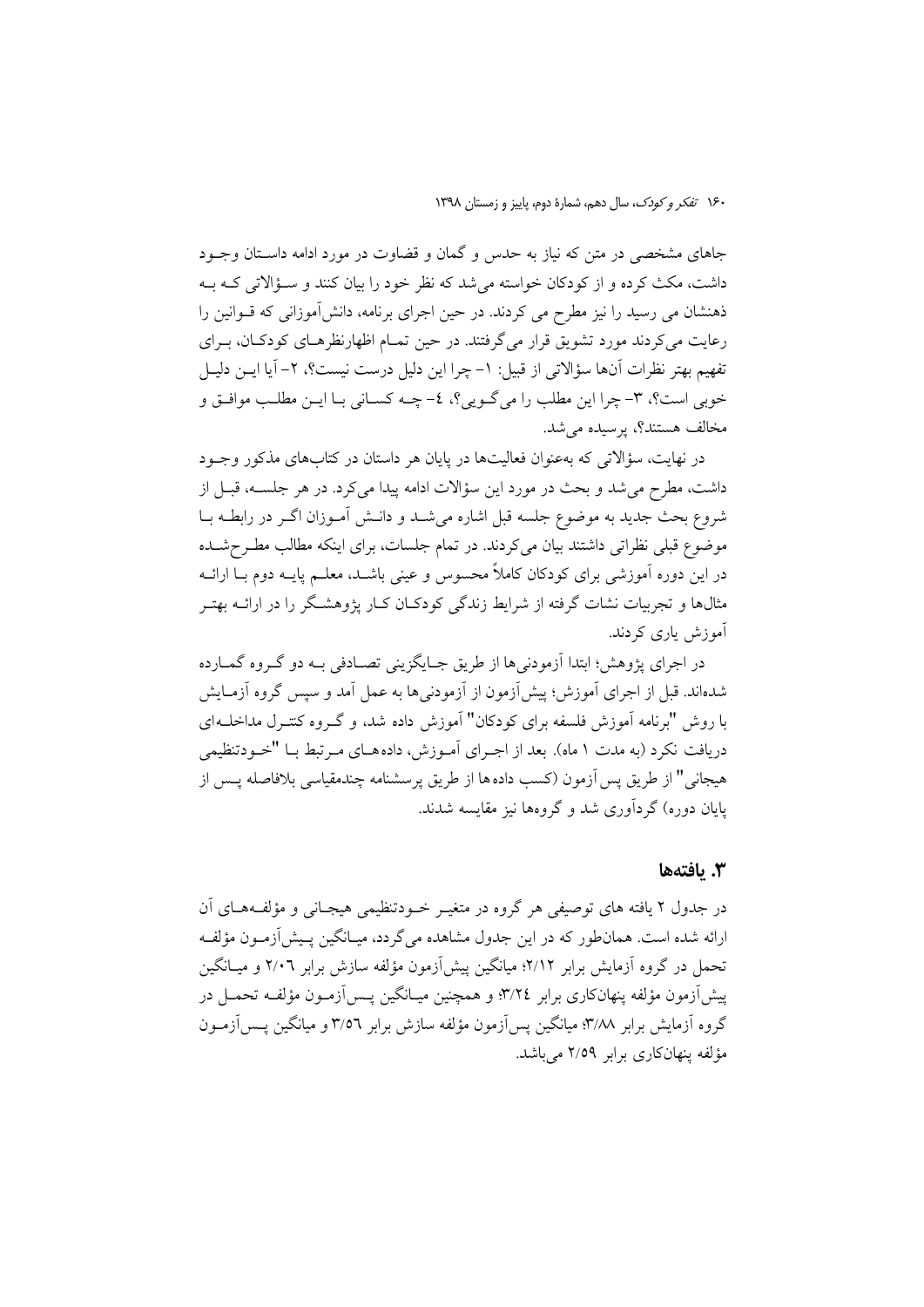جاهای مشخصی در متن که نیاز به حدس و گمان و قضاوت در مورد ادامه داستان وجود داشت، مکث کرده و از کودکان خواسته می‌شد که نظر خود را بیان کنند و سؤالاتی که به ذهنشان می رسید را نیز مطرح می کردند. در حین اجرای برنامه، دانش‌آموزانی که قوانین را رعایت می‌کردند مورد تشویق قرار می‌گرفتند. در حین تمام اظهارنظرهای کودکان، برای تفهیم بهتر نظرات آن‌ها سؤالاتی از قبیل: ۱- چرا این دلیل درست نیست؟، ۲- آیا این دلیل خوبی است؟، ۳- چرا این مطلب را می‌گویی؟، ٤- چه کسانی با این مطلب موافق و مخالف هستند؟، پرسیده می‌شد.

در نهایت، سؤالاتی که به‌عنوان فعالیت‌ها در پایان هر داستان در کتاب‌های مذکور وجود داشت، مطرح می‌شد و بحث در مورد این سؤالات ادامه پیدا می‌کرد. در هر جلسه، قبل از شروع بحث جدید به موضوع جلسه قبل اشاره می‌شد و دانش آموزان اگر در رابطه با موضوع قبلی نظراتی داشتند بیان می‌کردند. در تمام جلسات، برای اینکه مطالب مطرح‌شده در این دوره آموزشی برای کودکان کاملاً محسوس و عینی باشد، معلم پایه دوم با ارائه مثال‌ها و تجربیات نشات گرفته از شرایط زندگی کودکان کار پژوهشگر را در ارائه بهتر آموزش یاری کردند.

در اجرای پژوهش؛ ابتدا آزمودنی‌ها از طریق جایگزینی تصادفی به دو گروه گمارده شده‌اند. قبل از اجرای آموزش؛ پیش‌آزمون از آزمودنی‌ها به عمل آمد و سپس گروه آزمایش با روش "برنامه آموزش فلسفه برای کودکان" آموزش داده شد، و گروه کنترل مداخله‌ای دریافت نکرد (به مدت ۱ ماه). بعد از اجرای آموزش، داده‌های مرتبط با "خودتنظیمی هیجانی" از طریق پس‌آزمون (کسب داده‌ها از طریق پرسشنامه چندمقیاسی بلافاصله پس از پایان دوره) گردآوری شد و گروه‌ها نیز مقایسه شدند.

## ۳. یافته‌ها

در جدول ۲ یافته های توصیفی هر گروه در متغیر خودتنظیمی هیجانی و مؤلفه‌های آن ارائه شده است. همان‌طور که در این جدول مشاهده می‌گردد، میانگین پیش‌آزمون مؤلفه تحمل در گروه آزمایش برابر ۲/۱۲؛ میانگین پیش‌آزمون مؤلفه سازش برابر ۲/۰٦ و میانگین پیش‌آزمون مؤلفه پنهان‌کاری برابر ۳/۲٤؛ و همچنین میانگین پس‌آزمون مؤلفه تحمل در گروه آزمایش برابر ۳/۸۸؛ میانگین پس‌آزمون مؤلفه سازش برابر ۳/۵٦ و میانگین پس‌آزمون مؤلفه پنهان‌کاری برابر ۲/۵۹ می‌باشد.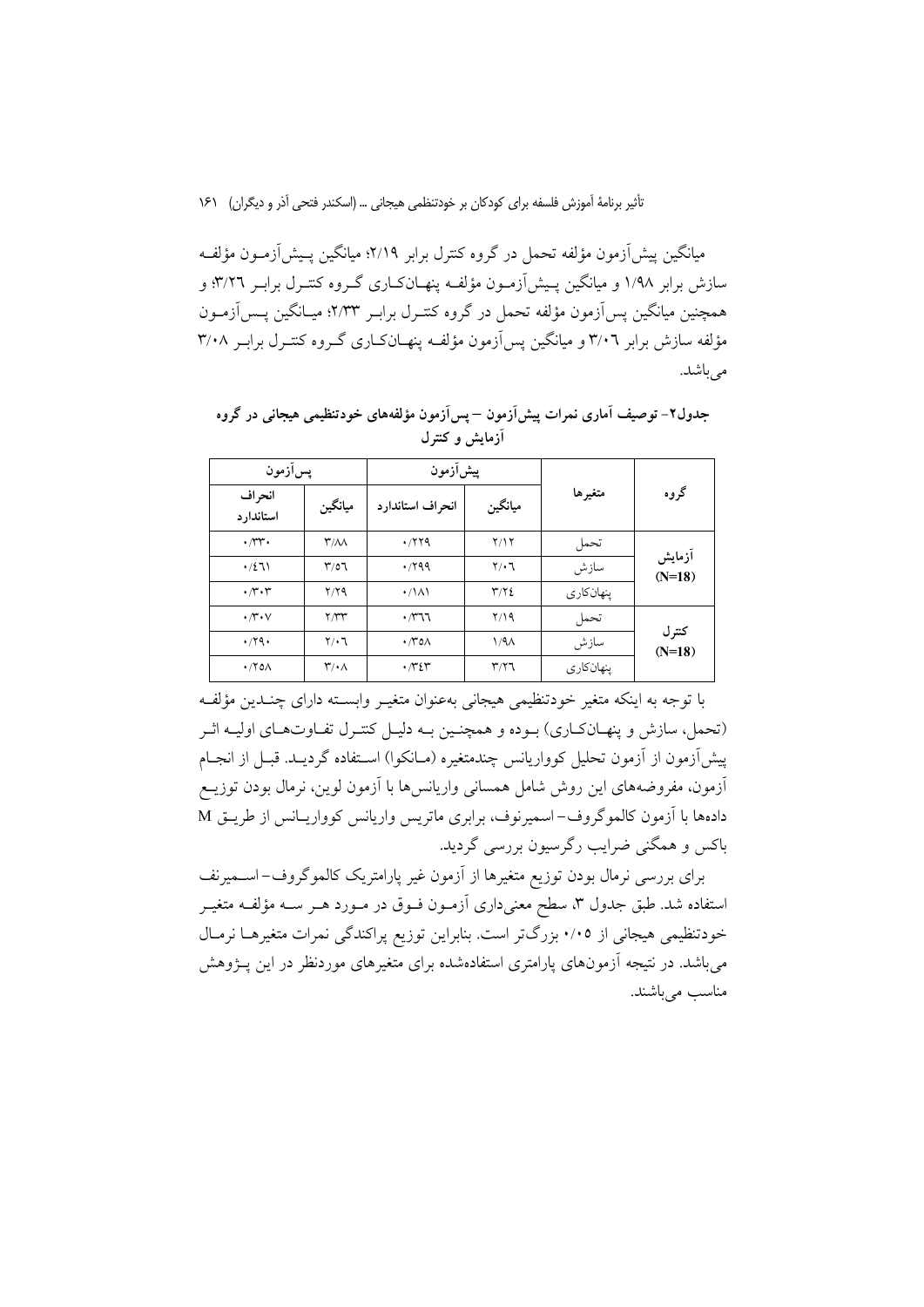میانگین پیش‌آزمون مؤلفه تحمل در گروه کنترل برابر ۲/۱۹؛ میانگین پیش‌آزمون مؤلفه سازش برابر ۱/۹۸ و میانگین پیش‌آزمون مؤلفه پنهان‌کاری گروه کنترل برابر ۳/۲٦؛ و همچنین میانگین پس‌آزمون مؤلفه تحمل در گروه کنترل برابر ۲/۳۳؛ میانگین پس‌آزمون مؤلفه سازش برابر ۳/۰٦ و میانگین پس‌آزمون مؤلفه پنهان‌کاری گروه کنترل برابر ۳/۰۸ می‌باشد.

**جدول۲- توصیف آماری نمرات پیش‌آزمون – پس‌آزمون مؤلفه‌های خودتنظیمی هیجانی در گروه آزمایش و کنترل**

| گروه | متغیرها | پیش‌آزمون | | پس‌آزمون | |
|---|---|---|---|---|---|
| | | میانگین | انحراف استاندارد | میانگین | انحراف استاندارد |
| آزمایش (N=18) | تحمل | ۲/۱۲ | ۰/۲۲۹ | ۳/۸۸ | ۰/۳۳۰ |
| | سازش | ۲/۰٦ | ۰/۲۹۹ | ۳/٥٦ | ۰/٤٦۱ |
| | پنهان‌کاری | ۳/۲٤ | ۰/۱۸۱ | ۲/۲۹ | ۰/۳۰۳ |
| کنترل (N=18) | تحمل | ۲/۱۹ | ۰/۳٦٦ | ۲/۳۳ | ۰/۳۰۷ |
| | سازش | ۱/۹۸ | ۰/۳٥۸ | ۲/۰٦ | ۰/۲۹۰ |
| | پنهان‌کاری | ۳/۲٦ | ۰/۳٤۳ | ۳/۰۸ | ۰/۲٥۸ |

با توجه به اینکه متغیر خودتنظیمی هیجانی به‌عنوان متغیر وابسته دارای چندین مؤلفه (تحمل، سازش و پنهان‌کاری) بوده و همچنین به دلیل کنترل تفاوت‌های اولیه اثر پیش‌آزمون از آزمون تحلیل کوواریانس چندمتغیره (مانکوا) استفاده گردید. قبل از انجام آزمون، مفروضه‌های این روش شامل همسانی واریانس‌ها با آزمون لوین، نرمال بودن توزیع داده‌ها با آزمون کالموگروف- اسمیرنوف، برابری ماتریس واریانس کوواریانس از طریق M باکس و همگنی ضرایب رگرسیون بررسی گردید.

برای بررسی نرمال بودن توزیع متغیرها از آزمون غیر پارامتریک کالموگروف- اسمیرنف استفاده شد. طبق جدول ۳، سطح معنی‌داری آزمون فوق در مورد هر سه مؤلفه متغیر خودتنظیمی هیجانی از ۰/۰٥ بزرگ‌تر است. بنابراین توزیع پراکندگی نمرات متغیرها نرمال می‌باشد. در نتیجه آزمون‌های پارامتری استفاده‌شده برای متغیرهای موردنظر در این پژوهش مناسب می‌باشند.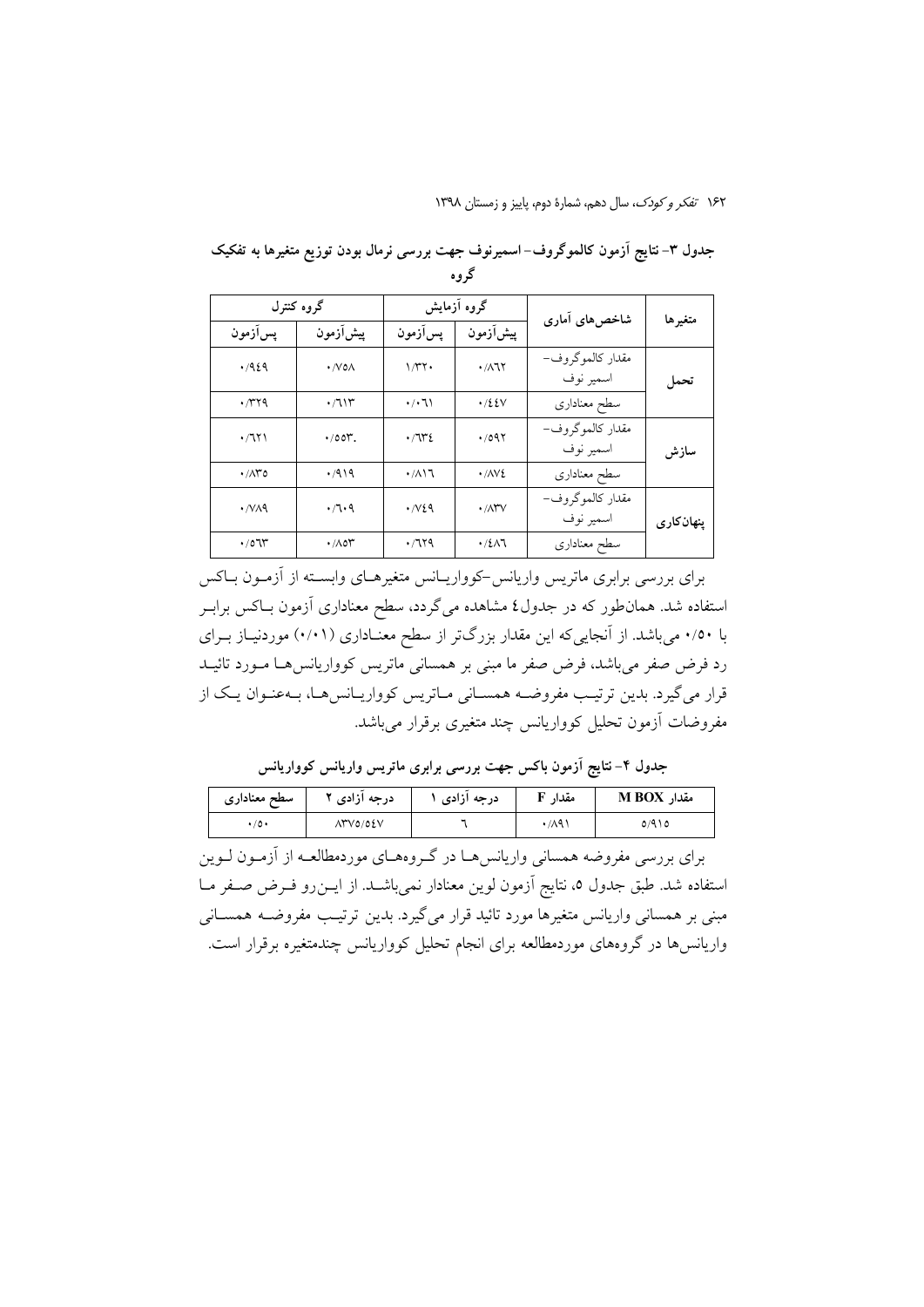جدول ۳- نتایج آزمون کالموگروف- اسمیرنوف جهت بررسی نرمال بودن توزیع متغیرها به تفکیک گروه

| متغیرها | شاخص‌های آماری | گروه آزمایش | | گروه کنترل | |
|---|---|---|---|---|---|
| | | پیش‌آزمون | پس‌آزمون | پیش‌آزمون | پس‌آزمون |
| تحمل | مقدار کالموگروف- اسمیر نوف | ۰/۸۶۲ | ۱/۳۲۰ | ۰/۷۵۸ | ۰/۹۴۹ |
| | سطح معناداری | ۰/۴۴۷ | ۰/۰۶۱ | ۰/۶۱۳ | ۰/۳۲۹ |
| سازش | مقدار کالموگروف- اسمیر نوف | ۰/۵۹۲ | ۰/۶۳۴ | ۰/۵۵۳. | ۰/۶۲۱ |
| | سطح معناداری | ۰/۸۷۴ | ۰/۸۱۶ | ۰/۹۱۹ | ۰/۸۳۵ |
| پنهان‌کاری | مقدار کالموگروف- اسمیر نوف | ۰/۸۳۷ | ۰/۷۴۹ | ۰/۶۰۹ | ۰/۷۸۹ |
| | سطح معناداری | ۰/۴۸۶ | ۰/۶۲۹ | ۰/۸۵۳ | ۰/۵۶۳ |

برای بررسی برابری ماتریس واریانس-کوواریانس متغیرهای وابسته از آزمون باکس استفاده شد. همان‌طور که در جدول۴ مشاهده می‌گردد، سطح معناداری آزمون باکس برابر با ۰/۵۰ می‌باشد. از آنجایی‌که این مقدار بزرگ‌تر از سطح معناداری (۰/۰۱) موردنیاز برای رد فرض صفر می‌باشد، فرض صفر ما مبنی بر همسانی ماتریس کوواریانس‌ها مورد تائید قرار می‌گیرد. بدین ترتیب مفروضه همسانی ماتریس کوواریانس‌ها، به‌عنوان یک از مفروضات آزمون تحلیل کوواریانس چند متغیری برقرار می‌باشد.

جدول ۴- نتایج آزمون باکس جهت بررسی برابری ماتریس واریانس کوواریانس

| مقدار M BOX | مقدار F | درجه آزادی ۱ | درجه آزادی ۲ | سطح معناداری |
|---|---|---|---|---|
| ۵/۹۱۵ | ۰/۸۹۱ | ۶ | ۸۳۷۵/۵۴۷ | ۰/۵۰ |

برای بررسی مفروضه همسانی واریانس‌ها در گروه‌های موردمطالعه از آزمون لوین استفاده شد. طبق جدول ۵، نتایج آزمون لوین معنادار نمی‌باشد. از این‌رو فرض صفر ما مبنی بر همسانی واریانس متغیرها مورد تائید قرار می‌گیرد. بدین ترتیب مفروضه همسانی واریانس‌ها در گروه‌های موردمطالعه برای انجام تحلیل کوواریانس چندمتغیره برقرار است.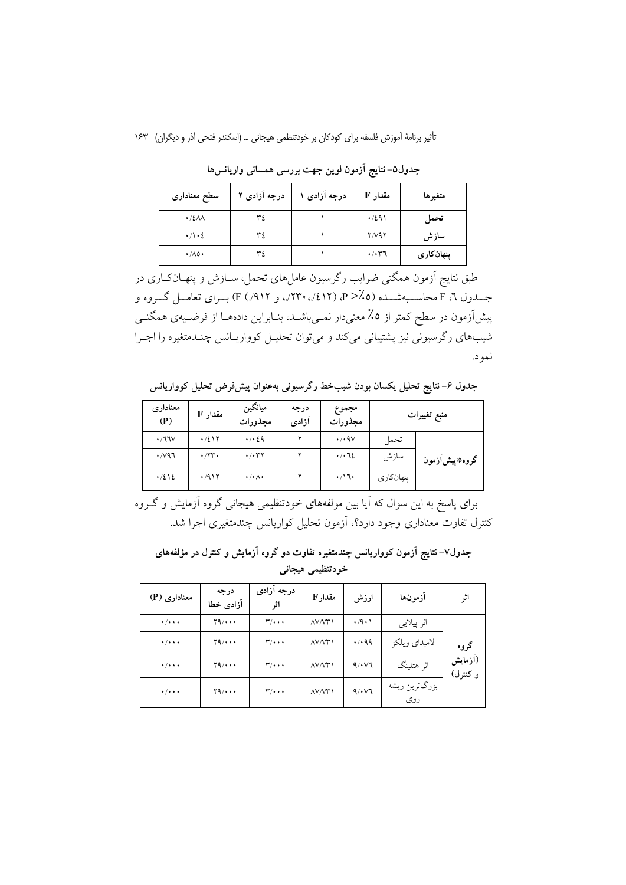**جدول۵- نتایج آزمون لوین جهت بررسی همسانی واریانس‌ها**

| متغیرها | مقدار F | درجه آزادی ۱ | درجه آزادی ۲ | سطح معناداری |
|---|---|---|---|---|
| تحمل | ۰/۴۹۱ | ۱ | ۳۴ | ۰/۴۸۸ |
| سازش | ۲/۷۹۲ | ۱ | ۳۴ | ۰/۱۰۴ |
| پنهان‌کاری | ۰/۰۳۶ | ۱ | ۳۴ | ۰/۸۵۰ |

طبق نتایج آزمون همگنی ضرایب رگرسیون عامل‌های تحمل، سازش و پنهان‌کاری در جدول ۶، F محاسبه‌شده (۰/۴۱۲، ۰/۲۳۰، و ۰/۹۱۲) (F) برای تعامل گروه و پیش‌آزمون در سطح کمتر از ۵٪ معنی‌دار نمی‌باشد، بنابراین داده‌ها از فرضیه‌ی همگنی شیب‌های رگرسیونی نیز پشتیبانی می‌کند و می‌توان تحلیل کوواریانس چندمتغیره را اجرا نمود.

**جدول ۶- نتایج تحلیل یکسان بودن شیب‌خط رگرسیونی به‌عنوان پیش‌فرض تحلیل کوواریانس**

| منبع تغییرات | | مجموع مجذورات | درجه آزادی | میانگین مجذورات | مقدار F | معناداری (P) |
|---|---|---|---|---|---|---|
| گروه*پیش‌آزمون | تحمل | ۰/۰۹۷ | ۲ | ۰/۰۴۹ | ۰/۴۱۲ | ۰/۶۶۷ |
| | سازش | ۰/۰۶۴ | ۲ | ۰/۰۳۲ | ۰/۲۳۰ | ۰/۷۹۶ |
| | پنهان‌کاری | ۰/۱۶۰ | ۲ | ۰/۰۸۰ | ۰/۹۱۲ | ۰/۴۱۴ |

برای پاسخ به این سوال که آیا بین مولفه‌های خودتنظیمی هیجانی گروه آزمایش و گروه کنترل تفاوت معناداری وجود دارد؟، آزمون تحلیل کواریانس چندمتغیری اجرا شد.

**جدول۷- نتایج آزمون کوواریانس چندمتغیره تفاوت دو گروه آزمایش و کنترل در مؤلفه‌های خودتنظیمی هیجانی**

| اثر | آزمون‌ها | ارزش | مقدار F | درجه آزادی اثر | درجه آزادی خطا | معناداری (P) |
|---|---|---|---|---|---|---|
| گروه (آزمایش و کنترل) | اثر پیلایی | ۰/۹۰۱ | ۸۷/۷۳۱ | ۳/۰۰۰ | ۲۹/۰۰۰ | ۰/۰۰۰ |
| | لامبدای ویلکز | ۰/۰۹۹ | ۸۷/۷۳۱ | ۳/۰۰۰ | ۲۹/۰۰۰ | ۰/۰۰۰ |
| | اثر هتلینگ | ۹/۰۷۶ | ۸۷/۷۳۱ | ۳/۰۰۰ | ۲۹/۰۰۰ | ۰/۰۰۰ |
| | بزرگ‌ترین ریشه روی | ۹/۰۷۶ | ۸۷/۷۳۱ | ۳/۰۰۰ | ۲۹/۰۰۰ | ۰/۰۰۰ |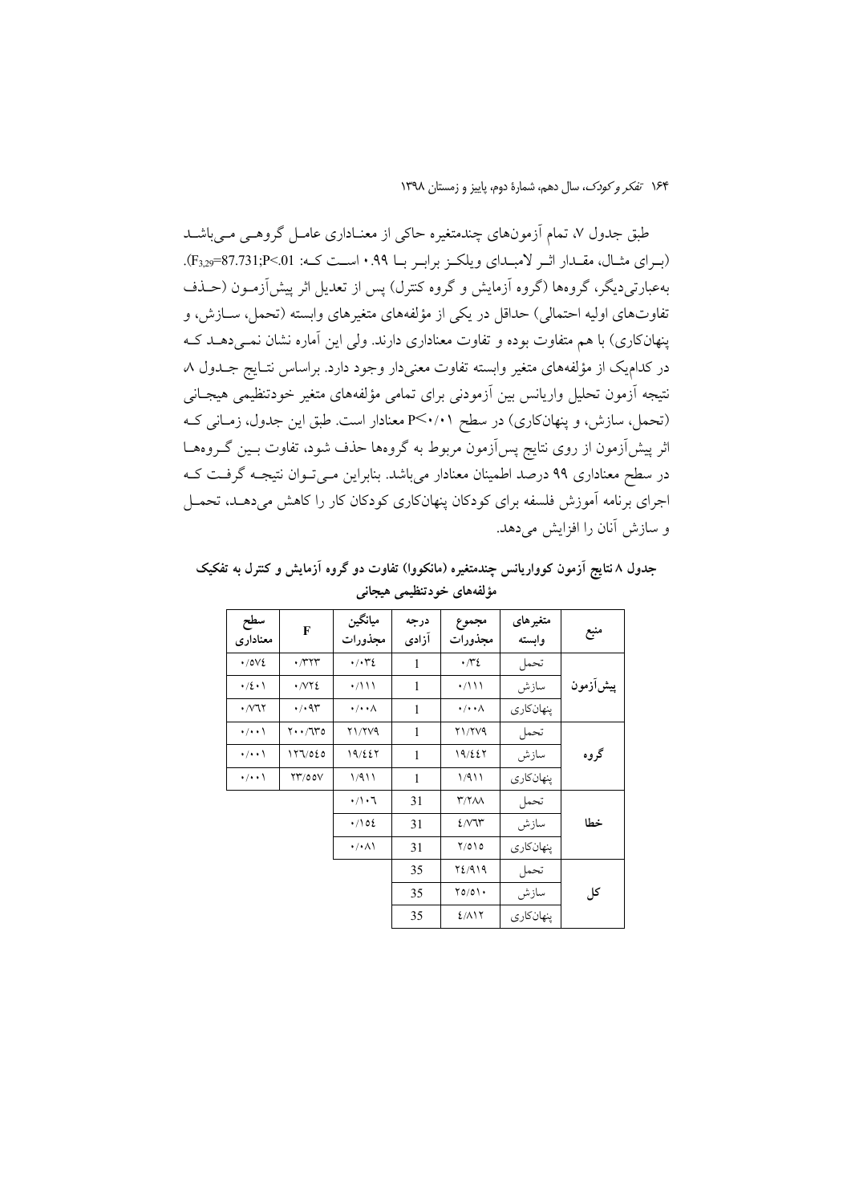طبق جدول ۷، تمام آزمون‌های چندمتغیره حاکی از معناداری عامل گروهی می‌باشد (برای مثال، مقدار اثر لامبدای ویلکز برابر با ۰.۹۹ است که: $F_{3,29}=87.731; P<.01$). به‌عبارتی‌دیگر، گروه‌ها (گروه آزمایش و گروه کنترل) پس از تعدیل اثر پیش‌آزمون (حذف تفاوت‌های اولیه احتمالی) حداقل در یکی از مؤلفه‌های متغیرهای وابسته (تحمل، سازش، و پنهان‌کاری) با هم متفاوت بوده و تفاوت معناداری دارند. ولی این آماره نشان نمی‌دهد که در کدام‌یک از مؤلفه‌های متغیر وابسته تفاوت معنی‌دار وجود دارد. براساس نتایج جدول ۸، نتیجه آزمون تحلیل واریانس بین آزمودنی برای تمامی مؤلفه‌های متغیر خودتنظیمی هیجانی (تحمل، سازش، و پنهان‌کاری) در سطح $P<۰/۰۱$ معنادار است. طبق این جدول، زمانی که اثر پیش‌آزمون از روی نتایج پس‌آزمون مربوط به گروه‌ها حذف شود، تفاوت بین گروه‌ها در سطح معناداری ۹۹ درصد اطمینان معنادار می‌باشد. بنابراین می‌توان نتیجه گرفت که اجرای برنامه آموزش فلسفه برای کودکان پنهان‌کاری کودکان کار را کاهش می‌دهد، تحمل و سازش آنان را افزایش می‌دهد.

**جدول ۸ نتایج آزمون کوواریانس چندمتغیره (مانکووا) تفاوت دو گروه آزمایش و کنترل به تفکیک مؤلفه‌های خودتنظیمی هیجانی**

| منبع | متغیرهای وابسته | مجموع مجذورات | درجه آزادی | میانگین مجذورات | F | سطح معناداری |
|---|---|---|---|---|---|---|
| پیش‌آزمون | تحمل | ۰/۳۴ | 1 | ۰/۰۳۴ | ۰/۳۲۳ | ۰/۵۷۴ |
| | سازش | ۰/۱۱۱ | 1 | ۰/۱۱۱ | ۰/۷۲۴ | ۰/۴۰۱ |
| | پنهان‌کاری | ۰/۰۰۸ | 1 | ۰/۰۰۸ | ۰/۰۹۳ | ۰/۷۶۲ |
| گروه | تحمل | ۲۱/۲۷۹ | 1 | ۲۱/۲۷۹ | ۲۰۰/۶۳۵ | ۰/۰۰۱ |
| | سازش | ۱۹/۴۴۲ | 1 | ۱۹/۴۴۲ | ۱۲۶/۵۴۵ | ۰/۰۰۱ |
| | پنهان‌کاری | ۱/۹۱۱ | 1 | ۱/۹۱۱ | ۲۳/۵۵۷ | ۰/۰۰۱ |
| خطا | تحمل | ۳/۲۸۸ | 31 | ۰/۱۰۶ | | |
| | سازش | ۴/۷۶۳ | 31 | ۰/۱۵۴ | | |
| | پنهان‌کاری | ۲/۵۱۵ | 31 | ۰/۰۸۱ | | |
| کل | تحمل | ۲۴/۹۱۹ | 35 | | | |
| | سازش | ۲۵/۵۱۰ | 35 | | | |
| | پنهان‌کاری | ۴/۸۱۲ | 35 | | | |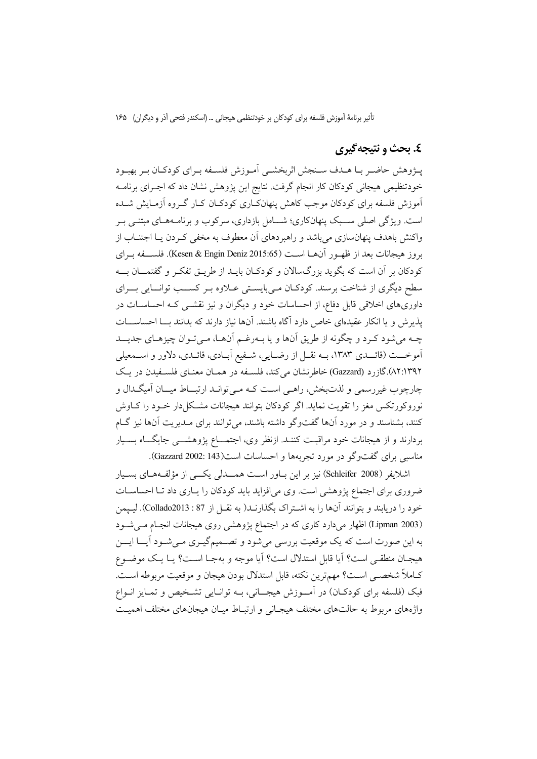## ٤. بحث و نتیجه‌گیری

پـژوهش حاضـر بـا هـدف سـنجش اثربخشـی آمـوزش فلسـفه بـرای کودکـان بـر بهبـود خودتنظیمی هیجانی کودکان کار انجام گرفت. نتایج این پژوهش نشان داد که اجـرای برنامـه آموزش فلسفه برای کودکان موجب کاهش پنهان‌کـاری کودکـان کـار گـروه آزمـایش شـده است. ویژگی اصلی سـبک پنهان‌کاری؛ شـامل بازداری، سرکوب و برنامـه‌هـای مبتنـی بـر واکنش باهدف پنهان‌سازی می‌باشد و راهبردهای آن معطوف به مخفی کـردن یـا اجتنـاب از بروز هیجانات بعد از ظهـور آن‌هـا اسـت (Kesen & Engin Deniz 2015:65). فلسـفه بـرای کودکان بر آن است که بگوید بزرگ‌سالان و کودکـان بایـد از طریـق تفکـر و گفتمـان بـه سطح دیگری از شناخت برسند. کودکـان مـی‌بایسـتی عـلاوه بـر کسـب توانـایی بـرای داوری‌های اخلاقی قابل دفاع، از احساسات خود و دیگران و نیز نقشـی کـه احساسـات در پذیرش و یا انکار عقیده‌ای خاص دارد آگاه باشند. آن‌ها نیاز دارند که بدانند بـا احساسـات چـه می‌شود کـرد و چگونه از طریق آن‌ها و یا بـه‌رغـم آن‌هـا، مـی‌تـوان چیزهـای جدیـد آموخـت (قائـدی ۱۳۸۳، بـه نقـل از رضـایی، شـفیع آبـادی، قائـدی، دلاور و اسـمعیلی ۸۲:۱۳۹۲).گازرد (Gazzard) خاطرنشان می‌کند، فلسـفه در همـان معنـای فلسـفیدن در یـک چارچوب غیررسمی و لذت‌بخش، راهـی اسـت کـه مـی‌توانـد ارتبـاط میـان آمیگـدال و نوروکورتکس مغز را تقویت نماید. اگر کودکان بتوانند هیجانات مشـکل‌دار خـود را کـاوش کنند، بشناسند و در مورد آن‌ها گفت‌وگو داشته باشند، می‌توانند برای مـدیریت آن‌ها نیز گـام بردارند و از هیجانات خود مراقبـت کننـد. ازنظر وی، اجتمـاع پژوهشـی جایگـاه بسـیار مناسبی برای گفت‌وگو در مورد تجربه‌ها و احساسات است(Gazzard 2002: 143).

اشلایفر (Schleifer 2008) نیز بر این بـاور اسـت همـدلی یکـی از مؤلفـه‌هـای بسـیار ضروری برای اجتماع پژوهشی است. وی می‌افزاید باید کودکان را یـاری داد تـا احساسـات خود را دریابند و بتوانند آن‌ها را به اشـتراک بگذارنـد( به نقـل از Collado2013 : 87). لیـپمن (Lipman 2003) اظهار می‌دارد کاری که در اجتماع پژوهشی روی هیجانات انجـام مـی‌شـود به این صورت است که یک موقعیت بررسی می‌شود و تصـمیم‌گیـری مـی‌شـود آیـا ایـن هیجـان منطقـی است؟ آیا قابل استدلال است؟ آیا موجه و به‌جـا اسـت؟ یـا یـک موضـوع کـاملاً شخصـی اسـت؟ مهم‌ترین نکته، قابل استدلال بودن هیجان و موقعیت مربوطه اسـت. فبک (فلسفه برای کودکـان) در آمـوزش هیجـانی، بـه توانـایی تشـخیص و تمـایز انـواع واژه‌های مربوط به حالت‌های مختلف هیجـانی و ارتبـاط میـان هیجان‌های مختلف اهمیـت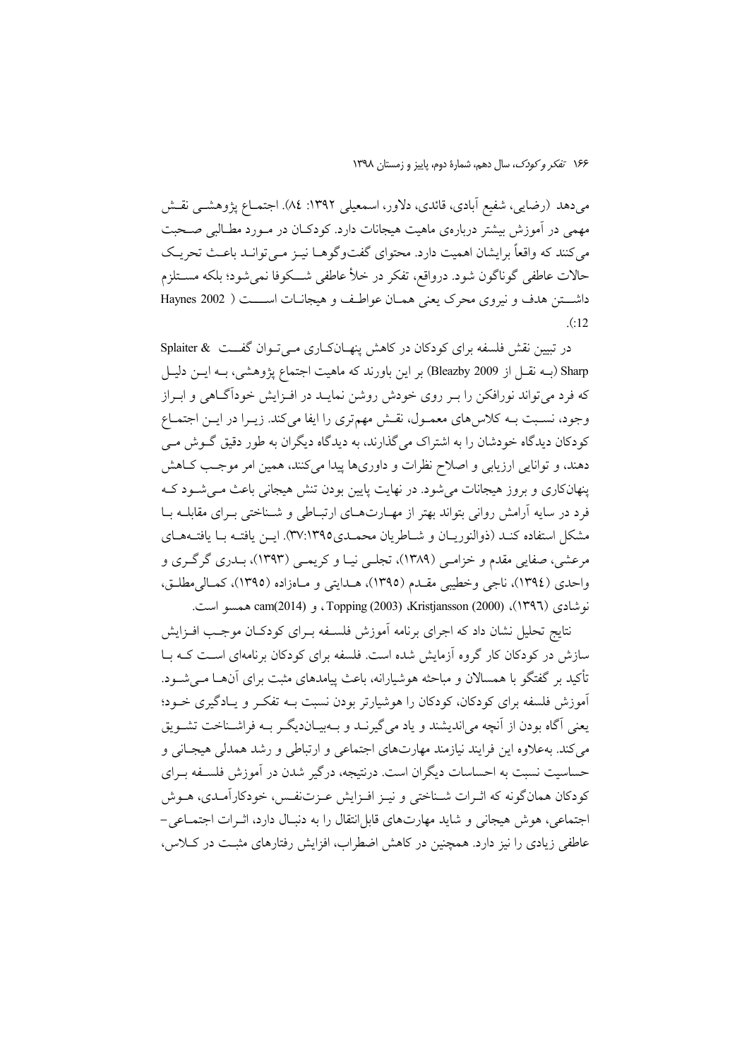می‌دهد (رضایی، شفیع آبادی، قائدی، دلاور، اسمعیلی ۱۳۹۲: ۸۴). اجتماع پژوهشی نقش مهمی در آموزش بیشتر درباره‌ی ماهیت هیجانات دارد. کودکان در مورد مطالبی صحبت می‌کنند که واقعاً برایشان اهمیت دارد. محتوای گفت‌وگوها نیز می‌تواند باعث تحریک حالات عاطفی گوناگون شود. درواقع، تفکر در خلأ عاطفی شکوفا نمی‌شود؛ بلکه مستلزم داشتن هدف و نیروی محرک یعنی همان عواطف و هیجانات است (Haynes 2002 :12).

در تبیین نقش فلسفه برای کودکان در کاهش پنهان‌کاری می‌توان گفت Splaiter & Sharp (به نقل از Bleazby 2009) بر این باورند که ماهیت اجتماع پژوهشی، به این دلیل که فرد می‌تواند نورافکن را بر روی خودش روشن نماید در افزایش خودآگاهی و ابراز وجود، نسبت به کلاس‌های معمول، نقش مهم‌تری را ایفا می‌کند. زیرا در این اجتماع کودکان دیدگاه خودشان را به اشتراک می‌گذارند، به دیدگاه دیگران به طور دقیق گوش می دهند، و توانایی ارزیابی و اصلاح نظرات و داوری‌ها پیدا می‌کنند، همین امر موجب کاهش پنهان‌کاری و بروز هیجانات می‌شود. در نهایت پایین بودن تنش هیجانی باعث می‌شود که فرد در سایه آرامش روانی بتواند بهتر از مهارت‌های ارتباطی و شناختی برای مقابله با مشکل استفاده کند (ذوالنوریان و شاطریان محمدی۱۳۹۵:۳۷). این یافته با یافته‌های مرعشی، صفایی مقدم و خزامی (۱۳۸۹)، تجلی نیا و کریمی (۱۳۹۳)، بدری گرگری و واحدی (۱۳۹٤)، ناجی وخطیبی مقدم (۱۳۹۵)، هدایتی و ماه‌زاده (۱۳۹۵)، کمالی‌مطلق، نوشادی (۱۳۹٦)، Kristjansson (2000)، Topping (2003)، و cam(2014) همسو است.

نتایج تحلیل نشان داد که اجرای برنامه آموزش فلسفه برای کودکان موجب افزایش سازش در کودکان کار گروه آزمایش شده است. فلسفه برای کودکان برنامه‌ای است که با تأکید بر گفتگو با همسالان و مباحثه هوشیارانه، باعث پیامدهای مثبت برای آنها می‌شود. آموزش فلسفه برای کودکان، کودکان را هوشیارتر بودن نسبت به تفکر و یادگیری خود؛ یعنی آگاه بودن از آنچه می‌اندیشند و یاد می‌گیرند و به‌بیان‌دیگر به فراشناخت تشویق می‌کند. به‌علاوه این فرایند نیازمند مهارت‌های اجتماعی و ارتباطی و رشد همدلی هیجانی و حساسیت نسبت به احساسات دیگران است. درنتیجه، درگیر شدن در آموزش فلسفه برای کودکان همان‌گونه که اثرات شناختی و نیز افزایش عزت‌نفس، خودکارآمدی، هوش اجتماعی، هوش هیجانی و شاید مهارت‌های قابل‌انتقال را به دنبال دارد، اثرات اجتماعی-عاطفی زیادی را نیز دارد. همچنین در کاهش اضطراب، افزایش رفتارهای مثبت در کلاس،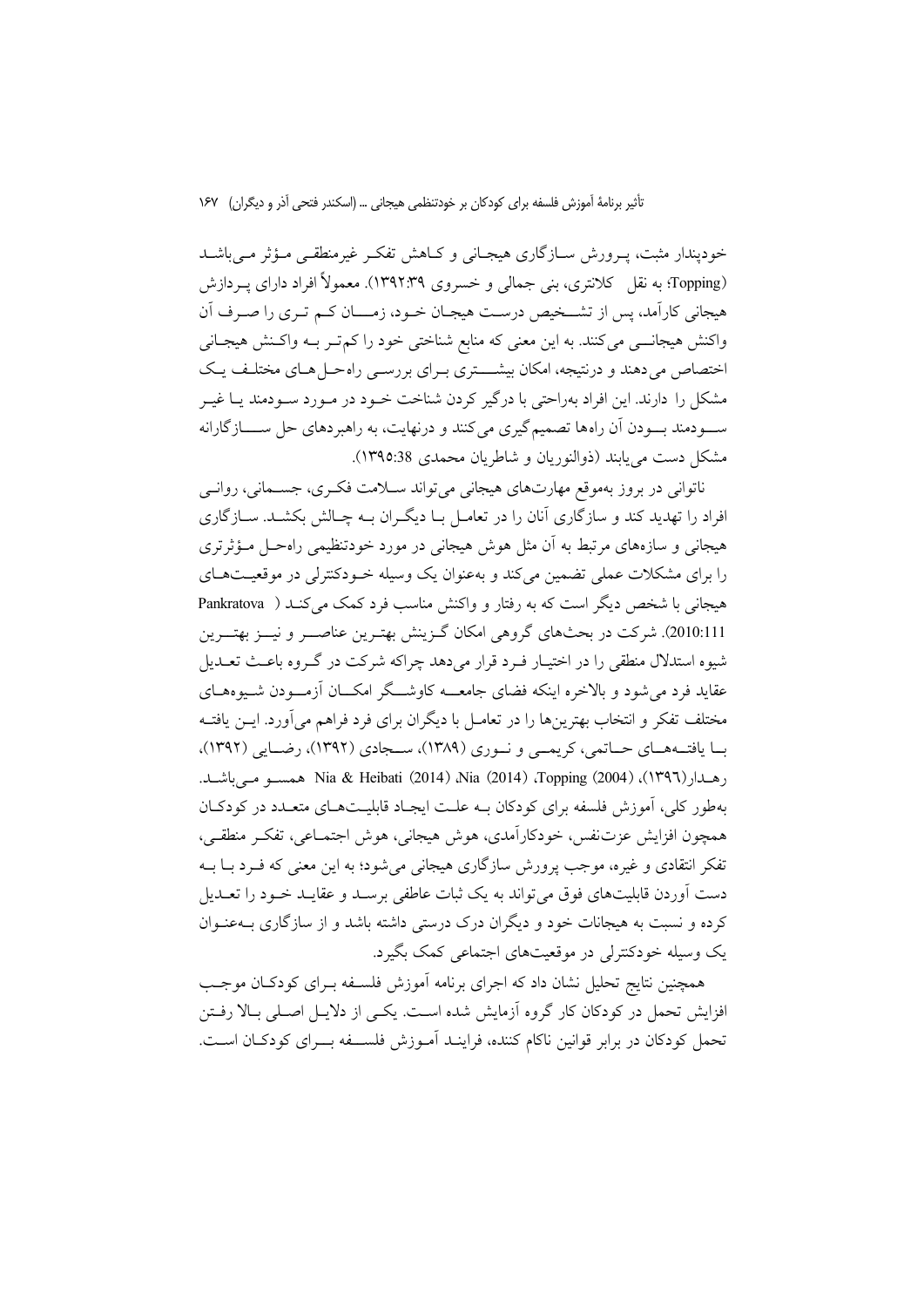خودپندار مثبت، پرورش سازگاری هیجانی و کاهش تفکر غیرمنطقی مؤثر می‌باشد (Topping؛ به نقل کلانتری، بنی جمالی و خسروی ۱۳۹۲:۳۹). معمولاً افراد دارای پردازش هیجانی کارآمد، پس از تشخیص درست هیجان خود، زمان کم تری را صرف آن واکنش هیجانی می‌کنند. به این معنی که منابع شناختی خود را کم‌تر به واکنش هیجانی اختصاص می‌دهند و درنتیجه، امکان بیشتری برای بررسی راه‌حل‌های مختلف یک مشکل را دارند. این افراد به‌راحتی با درگیر کردن شناخت خود در مورد سودمند یا غیر سودمند بودن آن راه‌ها تصمیم‌گیری می‌کنند و درنهایت، به راهبردهای حل سازگارانه مشکل دست می‌یابند (ذوالنوریان و شاطریان محمدی 1395:38).

ناتوانی در بروز به‌موقع مهارت‌های هیجانی می‌تواند سلامت فکری، جسمانی، روانی افراد را تهدید کند و سازگاری آنان را در تعامل با دیگران به چالش بکشد. سازگاری هیجانی و سازه‌های مرتبط به آن مثل هوش هیجانی در مورد خودتنظیمی راه‌حل مؤثرتری را برای مشکلات عملی تضمین می‌کند و به‌عنوان یک وسیله خودکنترلی در موقعیت‌های هیجانی با شخص دیگر است که به رفتار و واکنش مناسب فرد کمک می‌کند ( Pankratova 2010:111). شرکت در بحث‌های گروهی امکان گزینش بهترین عناصر و نیز بهترین شیوه استدلال منطقی را در اختیار فرد قرار می‌دهد چراکه شرکت در گروه باعث تعدیل عقاید فرد می‌شود و بالاخره اینکه فضای جامعه کاوشگر امکان آزمودن شیوه‌های مختلف تفکر و انتخاب بهترین‌ها را در تعامل با دیگران برای فرد فراهم می‌آورد. این یافته با یافته‌های حاتمی، کریمی و نوری (۱۳۸۹)، سجادی (۱۳۹۲)، رضایی (۱۳۹۲)، رهدار(۱۳۹٦)، Topping (2004)، Nia (2014)، Nia & Heibati (2014) همسو می‌باشد. به‌طور کلی، آموزش فلسفه برای کودکان به علت ایجاد قابلیت‌های متعدد در کودکان همچون افزایش عزت‌نفس، خودکارآمدی، هوش هیجانی، هوش اجتماعی، تفکر منطقی، تفکر انتقادی و غیره، موجب پرورش سازگاری هیجانی می‌شود؛ به این معنی که فرد با به دست آوردن قابلیت‌های فوق می‌تواند به یک ثبات عاطفی برسد و عقاید خود را تعدیل کرده و نسبت به هیجانات خود و دیگران درک درستی داشته باشد و از سازگاری به‌عنوان یک وسیله خودکنترلی در موقعیت‌های اجتماعی کمک بگیرد.

همچنین نتایج تحلیل نشان داد که اجرای برنامه آموزش فلسفه برای کودکان موجب افزایش تحمل در کودکان کار گروه آزمایش شده است. یکی از دلایل اصلی بالا رفتن تحمل کودکان در برابر قوانین ناکام کننده، فرایند آموزش فلسفه برای کودکان است.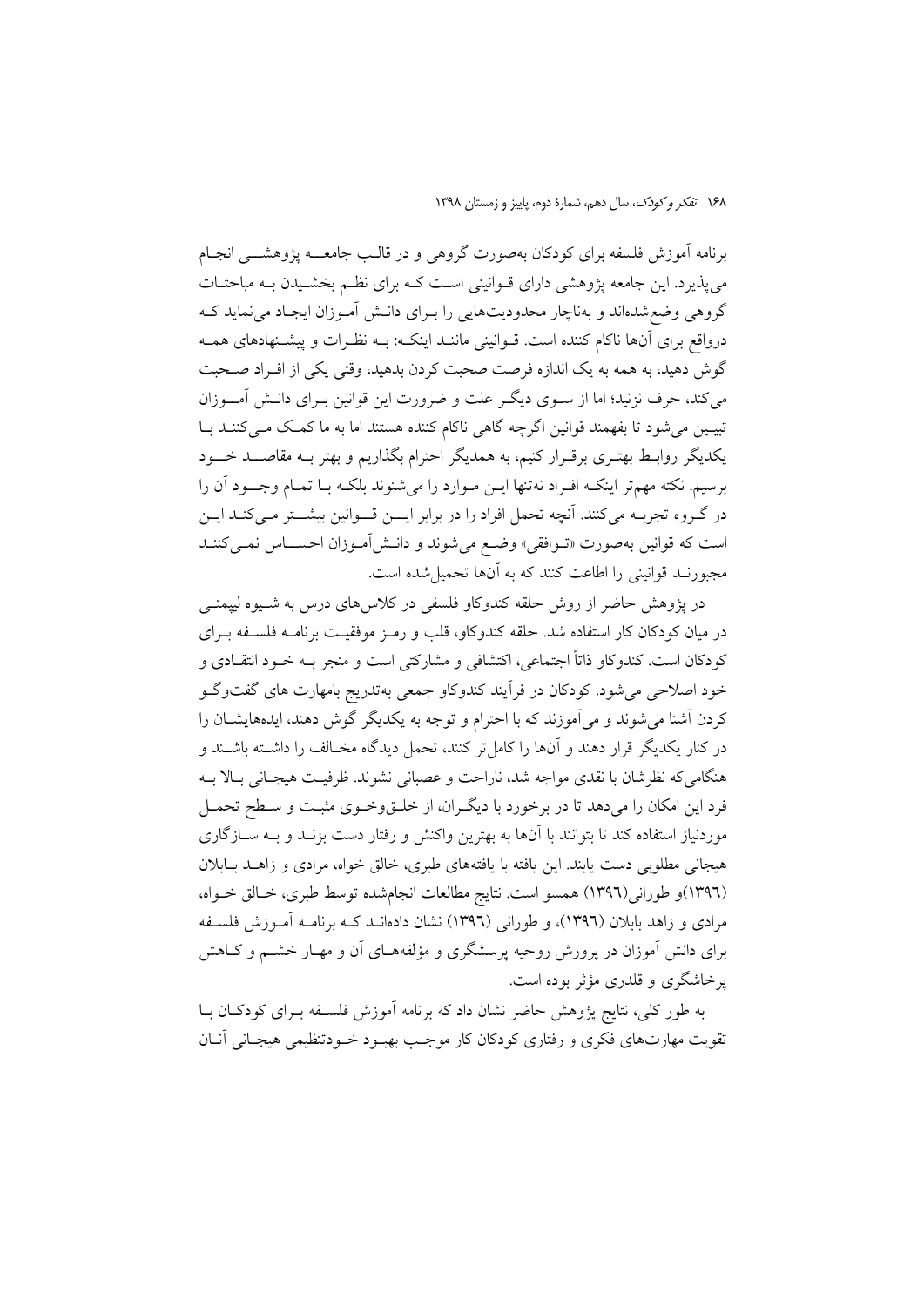برنامه آموزش فلسفه برای کودکان به‌صورت گروهی و در قالب جامعــه پژوهشــی انجـام می‌پذیرد. این جامعه پژوهشی دارای قــوانینی اســت کــه برای نظـم بخشـیدن بـه مباحثـات گروهی وضع‌شده‌اند و به‌ناچار محدودیت‌هایی را بـرای دانـش آمـوزان ایجـاد می‌نماید کـه درواقع برای آن‌ها ناکام کننده است. قــوانینی ماننــد اینکــه: بــه نظـرات و پیشــنهادهای همــه گوش دهید، به همه به یک اندازه فرصت صحبت کردن بدهید، وقتی یکی از افـراد صـحبت می‌کند، حرف نزنید؛ اما از سـوی دیگـر علت و ضرورت این قوانین بـرای دانـش آمـــوزان تبیین می‌شود تا بفهمند قوانین اگرچه گاهی ناکام کننده هستند اما به ما کمـک مـی‌کننـد بـا یکدیگر روابـط بهتـری برقـرار کنیم، به همدیگر احترام بگذاریم و بهتر بــه مقاصـــد خـــود برسیم. نکته مهم‌تر اینکــه افـراد نه‌تنها ایــن مـوارد را می‌شنوند بلکــه بـا تمـام وجـــود آن را در گـروه تجربــه می‌کنند. آنچه تحمل افراد را در برابر ایـــن قـــوانین بیشـــتر مـی‌کنـد ایـن است که قوانین به‌صورت «تـوافقی» وضـع می‌شوند و دانـش‌آمـوزان احســـاس نمـی‌کننـد مجبورنـد قوانینی را اطاعت کنند که به آن‌ها تحمیل‌شده است.

در پژوهش حاضر از روش حلقه کندوکاو فلسفی در کلاس‌های درس به شـیوه لیپمنـی در میان کودکان کار استفاده شد. حلقه کندوکاو، قلب و رمـز موفقیـت برنامـه فلسـفه بـرای کودکان است. کندوکاو ذاتاً اجتماعی، اکتشافی و مشارکتی است و منجر بــه خـود انتقـادی و خود اصلاحی می‌شود. کودکان در فرآیند کندوکاو جمعی به‌تدریج بامهارت های گفت‌وگـو کردن آشنا می‌شوند و می‌آموزند که با احترام و توجه به یکدیگر گوش دهند، ایده‌هایشـان را در کنار یکدیگر قرار دهند و آن‌ها را کامل‌تر کنند، تحمل دیدگاه مخـالف را داشـته باشـند و هنگامی‌که نظرشان با نقدی مواجه شد، ناراحت و عصبانی نشوند. ظرفیـت هیجـانی بـالا بـه فرد این امکان را می‌دهد تا در برخورد با دیگـران، از خلـق‌وخـوی مثبـت و سـطح تحمـل موردنیاز استفاده کند تا بتوانند با آن‌ها به بهترین واکنش و رفتار دست بزنـد و بـه سـازگاری هیجانی مطلوبی دست یابند. این یافته با یافته‌های طبری، خالق خواه، مرادی و زاهـد بـابلان (۱۳۹۶)و طورانی(۱۳۹۶) همسو است. نتایج مطالعات انجام‌شده توسط طبری، خـالق خـواه، مرادی و زاهد بابلان (۱۳۹۶)، و طورانی (۱۳۹۶) نشان داده‌انـد کـه برنامـه آمـوزش فلسـفه برای دانش آموزان در پرورش روحیه پرسشگری و مؤلفه‌هـای آن و مهـار خشــم و کـاهش پرخاشگری و قلدری مؤثر بوده است.

به طور کلی، نتایج پژوهش حاضر نشان داد که برنامه آموزش فلسـفه بـرای کودکـان بـا تقویت مهارت‌های فکری و رفتاری کودکان کار موجـب بهبـود خـودتنظیمی هیجـانی آنـان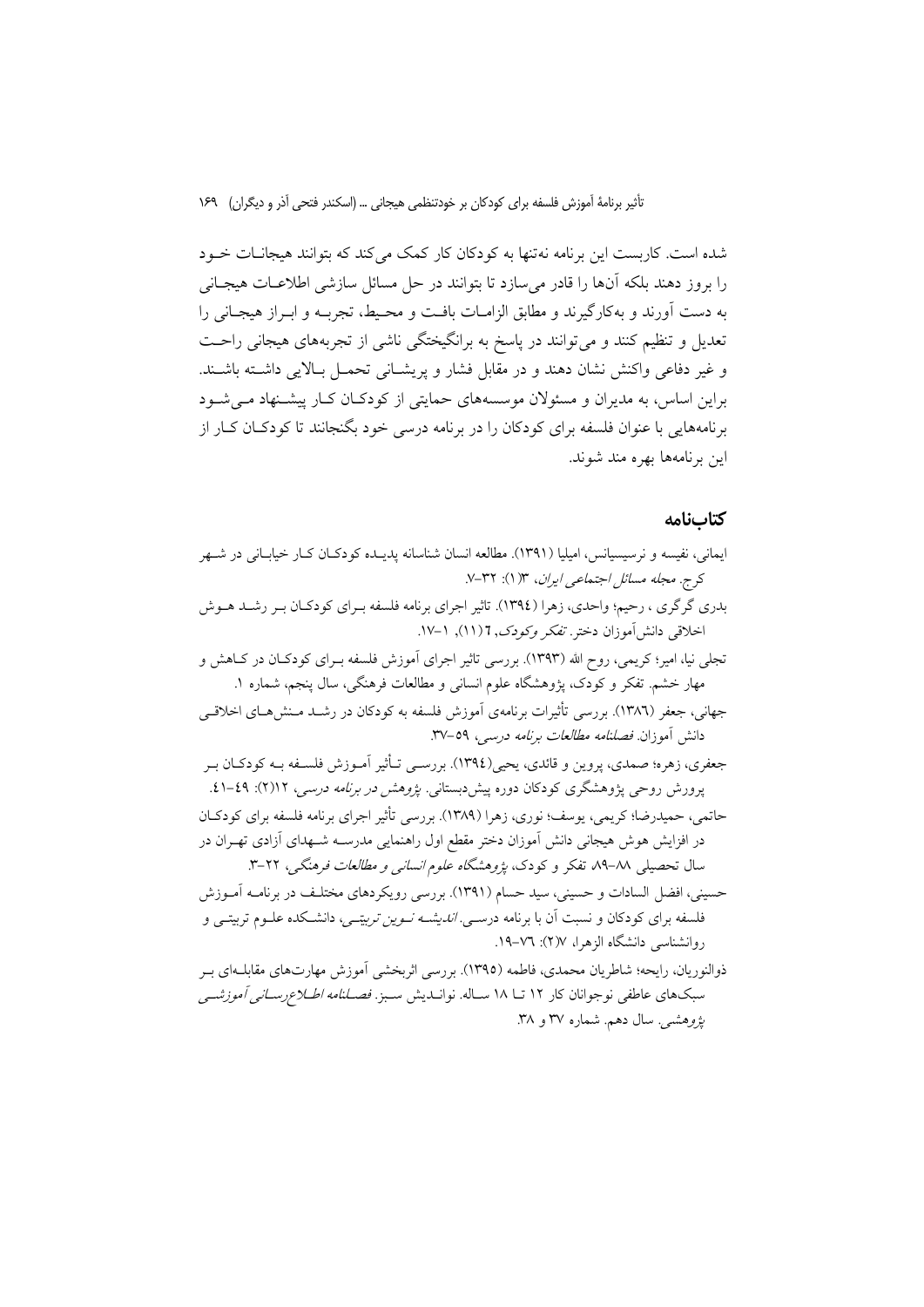شده است. کاربست این برنامه نه‌تنها به کودکان کار کمک می‌کند که بتوانند هیجانـات خـود را بروز دهند بلکه آن‌ها را قادر می‌سازد تا بتوانند در حل مسائل سازشی اطلاعـات هیجـانی به دست آورند و به‌کارگیرند و مطابق الزامـات بافـت و محـیط، تجربـه و ابـراز هیجـانی را تعدیل و تنظیم کنند و می‌توانند در پاسخ به برانگیختگی ناشی از تجربه‌های هیجانی راحـت و غیر دفاعی واکنش نشان دهند و در مقابل فشار و پریشـانی تحمـل بـالایی داشـته باشـند. براین اساس، به مدیران و مسئولان موسسه‌های حمایتی از کودکـان کـار پیشـنهاد مـی‌شـود برنامه‌هایی با عنوان فلسفه برای کودکان را در برنامه درسی خود بگنجانند تا کودکـان کـار از این برنامه‌ها بهره مند شوند.

## کتاب‌نامه

ایمانی، نفیسه و نرسیسیانس، امیلیا (۱۳۹۱). مطالعه انسان شناسانه پدیـده کودکـان کـار خیابـانی در شـهر کرج. *مجله مسائل اجتماعی ایران*، ۳(۱): ۳۲-۷.

بدری گرگری ، رحیم؛ واحدی، زهرا (۱۳۹٤). تاثیر اجرای برنامه فلسفه بـرای کودکـان بـر رشـد هـوش اخلاقی دانش‌آموزان دختر. *تفکر وکودک*, ٦(۱۱), ۱-۱۷.

تجلی نیا، امیر؛ کریمی، روح الله (۱۳۹۳). بررسی تاثیر اجرای آموزش فلسفه بـرای کودکـان در کـاهش و مهار خشم. تفکر و کودک، پژوهشگاه علوم انسانی و مطالعات فرهنگی، سال پنجم، شماره ۱.

جهانی، جعفر (۱۳۸٦). بررسی تأثیرات برنامه‌ی آموزش فلسفه به کودکان در رشـد مـنش‌هـای اخلاقـی دانش آموزان. *فصلنامه مطالعات برنامه درسی*، ٥۹-۳۷.

جعفری، زهره؛ صمدی، پروین و قائدی، یحیی(۱۳۹٤). بررسـی تـأثیر آمـوزش فلسـفه بـه کودکـان بـر پرورش روحی پژوهشگری کودکان دوره پیش‌دبستانی. *پژوهش در برنامه درسی*، ۱۲(۲): ٤۹-٤۱.

حاتمی، حمیدرضا؛ کریمی، یوسف؛ نوری، زهرا (۱۳۸۹). بررسی تأثیر اجرای برنامه فلسفه برای کودکـان در افزایش هوش هیجانی دانش آموزان دختر مقطع اول راهنمایی مدرسـه شـهدای آزادی تهـران در سال تحصیلی ۸۸-۸۹ تفکر و کودک، *پژوهشگاه علوم انسانی و مطالعات فرهنگی*، ۲۲-۳.

حسینی، افضل السادات و حسینی، سید حسام (۱۳۹۱). بررسی رویکردهای مختلـف در برنامـه آمـوزش فلسفه برای کودکان و نسبت آن با برنامه درسـی. *اندیشـه نـوین تربیتـی*، دانشـکده علـوم تربیتـی و روانشناسی دانشگاه الزهرا، ۷(۲): ۷٦-۱۹.

ذوالنوریان، رایحه؛ شاطریان محمدی، فاطمه (۱۳۹٥). بررسی اثربخشی آموزش مهارت‌های مقابلـه‌ای بـر سبک‌های عاطفی نوجوانان کار ۱۲ تـا ۱۸ سـاله. نوانـدیش سـبز. *فصـلنامه اطـلاع‌رسـانی آموزشـی پژوهشی*. سال دهم. شماره ۳۷ و ۳۸.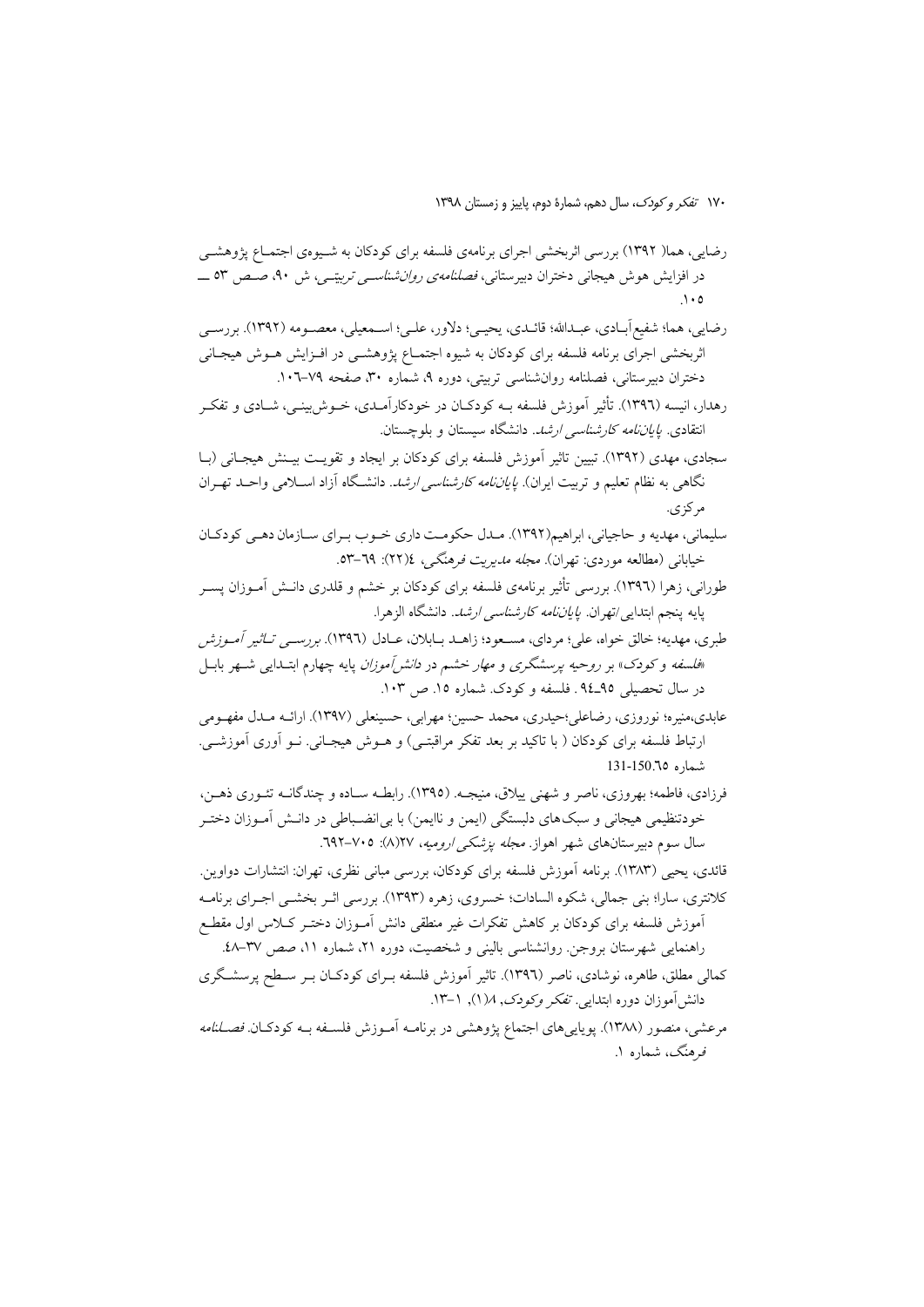رضایی، هما( ۱۳۹۲) بررسی اثربخشی اجرای برنامه‌ی فلسفه برای کودکان به شیوه‌ی اجتماع پژوهشی در افزایش هوش هیجانی دختران دبیرستانی، *فصلنامه‌ی روان‌شناسی تربیتی*، ش ۹۰، صص ۵۳ ــ ۱۰۵.

رضایی، هما؛ شفیع‌آبادی، عبدالله؛ قائدی، یحیی؛ دلاور، علی؛ اسمعیلی، معصومه (۱۳۹۲). بررسی اثربخشی اجرای برنامه فلسفه برای کودکان به شیوه اجتماع پژوهشی در افزایش هوش هیجانی دختران دبیرستانی، فصلنامه روان‌شناسی تربیتی، دوره ۹، شماره ۳۰، صفحه ۷۹–۱۰۶.

رهدار، انیسه (۱۳۹٦). تأثیر آموزش فلسفه به کودکان در خودکارآمدی، خوش‌بینی، شادی و تفکر انتقادی. *پایان‌نامه کارشناسی ارشد*. دانشگاه سیستان و بلوچستان.

سجادی، مهدی (۱۳۹۲). تبیین تاثیر آموزش فلسفه برای کودکان بر ایجاد و تقویت بینش هیجانی (با نگاهی به نظام تعلیم و تربیت ایران). *پایان‌نامه کارشناسی ارشد*. دانشگاه آزاد اسلامی واحد تهران مرکزی.

سلیمانی، مهدیه و حاجیانی، ابراهیم(۱۳۹۲). مدل حکومت داری خوب برای سازمان دهی کودکان خیابانی (مطالعه موردی: تهران). *مجله مدیریت فرهنگی*، ٤(۲۲): ٦۹–۵۳.

طورانی، زهرا (۱۳۹٦). بررسی تأثیر برنامه‌ی فلسفه برای کودکان بر خشم و قلدری دانش آموزان پسر پایه پنجم ابتدایی/تهران. *پایان‌نامه کارشناسی ارشد*. دانشگاه الزهرا.

طبری، مهدیه؛ خالق خواه، علی؛ مردای، مسعود؛ زاهد بابلان، عادل (۱۳۹٦). *بررسی تاثیر آموزش «فلسفه و کودک» بر روحیه پرسشگری و مهار خشم در دانش‌آموزان* پایه چهارم ابتدایی شهر بابل در سال تحصیلی ۹۵ـ۹٤ . فلسفه و کودک. شماره ۱۵. ص ۱۰۳.

عابدی،منیره؛ نوروزی، رضاعلی؛حیدری، محمد حسین؛ مهرابی، حسینعلی (۱۳۹۷). ارائه مدل مفهومی ارتباط فلسفه برای کودکان ( با تاکید بر بعد تفکر مراقبتی) و هوش هیجانی. نو آوری آموزشی. شماره ٦۵.131-150

فرزادی، فاطمه؛ بهروزی، ناصر و شهنی ییلاق، منیجه. (۱۳۹۵). رابطه ساده و چندگانه تئوری ذهن، خودتنظیمی هیجانی و سبک‌های دلبستگی (ایمن و ناایمن) با بی‌انضباطی در دانش آموزان دختر سال سوم دبیرستان‌های شهر اهواز. *مجله پزشکی ارومیه*، ۲۷(۸): ۷۰۵–٦۹۲.

قائدی، یحیی (۱۳۸۳). برنامه آموزش فلسفه برای کودکان، بررسی مبانی نظری، تهران: انتشارات دواوین.

کلانتری، سارا؛ بنی جمالی، شکوه السادات؛ خسروی، زهره (۱۳۹۳). بررسی اثر بخشی اجرای برنامه آموزش فلسفه برای کودکان بر کاهش تفکرات غیر منطقی دانش آموزان دختر کلاس اول مقطع راهنمایی شهرستان بروجن. روانشناسی بالینی و شخصیت، دوره ۲۱، شماره ۱۱، صص ۳۷–٤۸.

کمالی مطلق، طاهره، نوشادی، ناصر (۱۳۹٦). تاثیر آموزش فلسفه برای کودکان بر سطح پرسشگری دانش‌آموزان دوره ابتدایی. *تفکر وکودک*, ۸(۱), ۱–۱۳.

مرعشی، منصور (۱۳۸۸). پویایی‌های اجتماع پژوهشی در برنامه آموزش فلسفه به کودکان. *فصلنامه فرهنگ*، شماره ۱.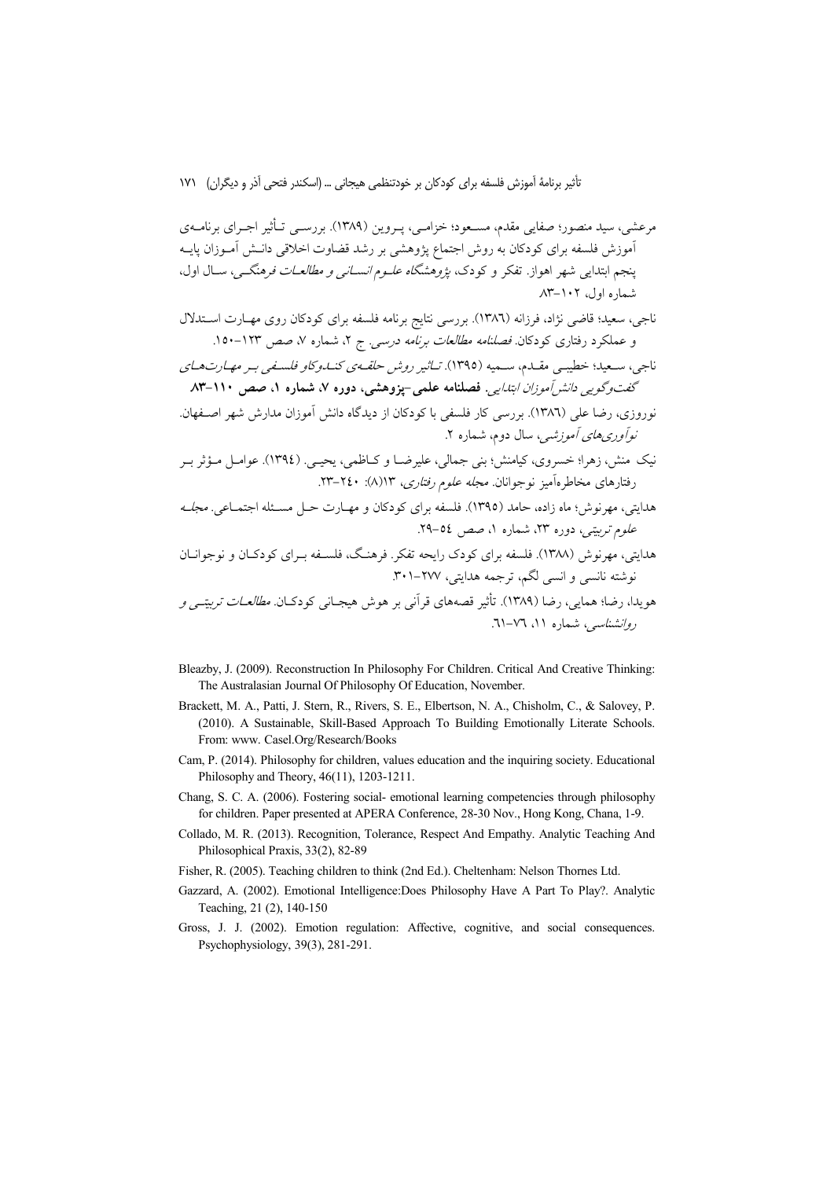مرعشی، سید منصور؛ صفایی مقدم، مسعود؛ خزامی، پروین (۱۳۸۹). بررسی تأثیر اجرای برنامه‌ی آموزش فلسفه برای کودکان به روش اجتماع پژوهشی بر رشد قضاوت اخلاقی دانش آموزان پایه پنجم ابتدایی شهر اهواز. تفکر و کودک، *پژوهشگاه علوم انسانی و مطالعات فرهنگی*، سال اول، شماره اول، ۱۰۲-۸۳

ناجی، سعید؛ قاضی نژاد، فرزانه (۱۳۸٦). بررسی نتایج برنامه فلسفه برای کودکان روی مهارت استدلال و عملکرد رفتاری کودکان. *فصلنامه مطالعات برنامه درسی*. ج ۲، شماره ۷، صص ۱۲۳-۱۵۰.

ناجی، سعید؛ خطیبی مقدم، سمیه (۱۳۹۵). *تأثیر روش حلقه‌ی کندوکاو فلسفی بر مهارت‌های گفت‌وگویی دانش‌آموزان ابتدایی*. **فصلنامه علمی-پژوهشی، دوره ۷، شماره ۱، صص ۱۱۰-۸۳**

نوروزی، رضا علی (۱۳۸٦). بررسی کار فلسفی با کودکان از دیدگاه دانش آموزان مدارس شهر اصفهان. *نوآوری‌های آموزشی*، سال دوم، شماره ۲.

نیک منش، زهرا؛ خسروی، کیامنش؛ بنی جمالی، علیرضا و کاظمی، یحیی. (۱۳۹٤). عوامل مؤثر بر رفتارهای مخاطره‌آمیز نوجوانان. *مجله علوم رفتاری*، ۱۳(۸): ۲٤۰-۲۳.

هدایتی، مهرنوش؛ ماه زاده، حامد (۱۳۹۵). فلسفه برای کودکان و مهارت حل مسئله اجتماعی. *مجله علوم تربیتی*، دوره ۲۳، شماره ۱، صص ٥٤-۲۹.

هدایتی، مهرنوش (۱۳۸۸). فلسفه برای کودک رایحه تفکر. فرهنگ، فلسفه برای کودکان و نوجوانان نوشته نانسی و انسی لگم، ترجمه هدایتی، ۲۷۷-۳۰۱.

هویدا، رضا؛ همایی، رضا (۱۳۸۹). تأثیر قصه‌های قرآنی بر هوش هیجانی کودکان. *مطالعات تربیتی و روانشناسی*، شماره ۱۱، ۷٦-٦۱.

Bleazby, J. (2009). Reconstruction In Philosophy For Children. Critical And Creative Thinking: The Australasian Journal Of Philosophy Of Education, November.

Brackett, M. A., Patti, J. Stern, R., Rivers, S. E., Elbertson, N. A., Chisholm, C., & Salovey, P. (2010). A Sustainable, Skill-Based Approach To Building Emotionally Literate Schools. From: www. Casel.Org/Research/Books

Cam, P. (2014). Philosophy for children, values education and the inquiring society. Educational Philosophy and Theory, 46(11), 1203-1211.

Chang, S. C. A. (2006). Fostering social- emotional learning competencies through philosophy for children. Paper presented at APERA Conference, 28-30 Nov., Hong Kong, Chana, 1-9.

Collado, M. R. (2013). Recognition, Tolerance, Respect And Empathy. Analytic Teaching And Philosophical Praxis, 33(2), 82-89

Fisher, R. (2005). Teaching children to think (2nd Ed.). Cheltenham: Nelson Thornes Ltd.

Gazzard, A. (2002). Emotional Intelligence:Does Philosophy Have A Part To Play?. Analytic Teaching, 21 (2), 140-150

Gross, J. J. (2002). Emotion regulation: Affective, cognitive, and social consequences. Psychophysiology, 39(3), 281-291.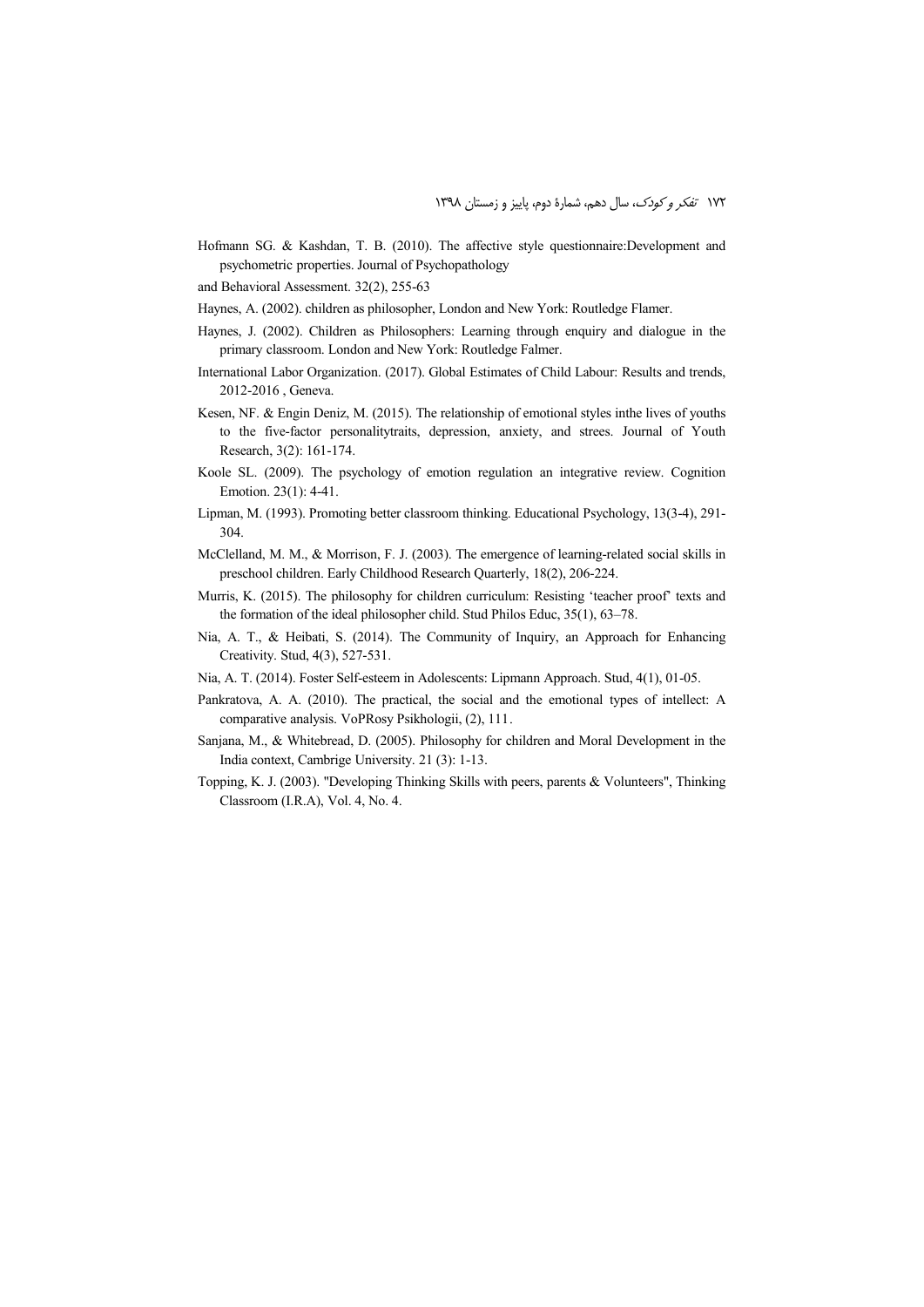Hofmann SG. & Kashdan, T. B. (2010). The affective style questionnaire:Development and psychometric properties. Journal of Psychopathology

and Behavioral Assessment. 32(2), 255-63

Haynes, A. (2002). children as philosopher, London and New York: Routledge Flamer.

Haynes, J. (2002). Children as Philosophers: Learning through enquiry and dialogue in the primary classroom. London and New York: Routledge Falmer.

International Labor Organization. (2017). Global Estimates of Child Labour: Results and trends, 2012-2016 , Geneva.

Kesen, NF. & Engin Deniz, M. (2015). The relationship of emotional styles inthe lives of youths to the five-factor personalitytraits, depression, anxiety, and strees. Journal of Youth Research, 3(2): 161-174.

Koole SL. (2009). The psychology of emotion regulation an integrative review. Cognition Emotion. 23(1): 4-41.

Lipman, M. (1993). Promoting better classroom thinking. Educational Psychology, 13(3-4), 291-304.

McClelland, M. M., & Morrison, F. J. (2003). The emergence of learning-related social skills in preschool children. Early Childhood Research Quarterly, 18(2), 206-224.

Murris, K. (2015). The philosophy for children curriculum: Resisting 'teacher proof' texts and the formation of the ideal philosopher child. Stud Philos Educ, 35(1), 63–78.

Nia, A. T., & Heibati, S. (2014). The Community of Inquiry, an Approach for Enhancing Creativity. Stud, 4(3), 527-531.

Nia, A. T. (2014). Foster Self-esteem in Adolescents: Lipmann Approach. Stud, 4(1), 01-05.

Pankratova, A. A. (2010). The practical, the social and the emotional types of intellect: A comparative analysis. VoPRosy Psikhologii, (2), 111.

Sanjana, M., & Whitebread, D. (2005). Philosophy for children and Moral Development in the India context, Cambrige University. 21 (3): 1-13.

Topping, K. J. (2003). "Developing Thinking Skills with peers, parents & Volunteers", Thinking Classroom (I.R.A), Vol. 4, No. 4.